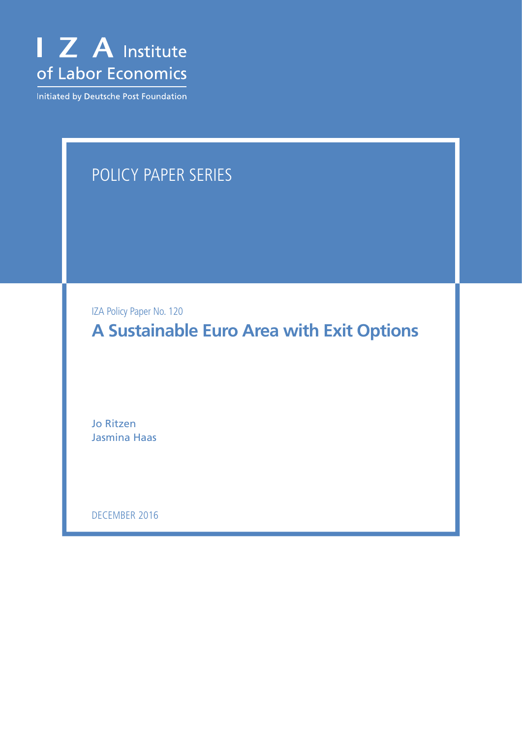I Z A Institute of Labor Economics

Initiated by Deutsche Post Foundation

POLICY PAPER SERIES

IZA Policy Paper No. 120

# A Sustainable Euro Area with Exit Options

Jo Ritzen
Jasmina Haas

DECEMBER 2016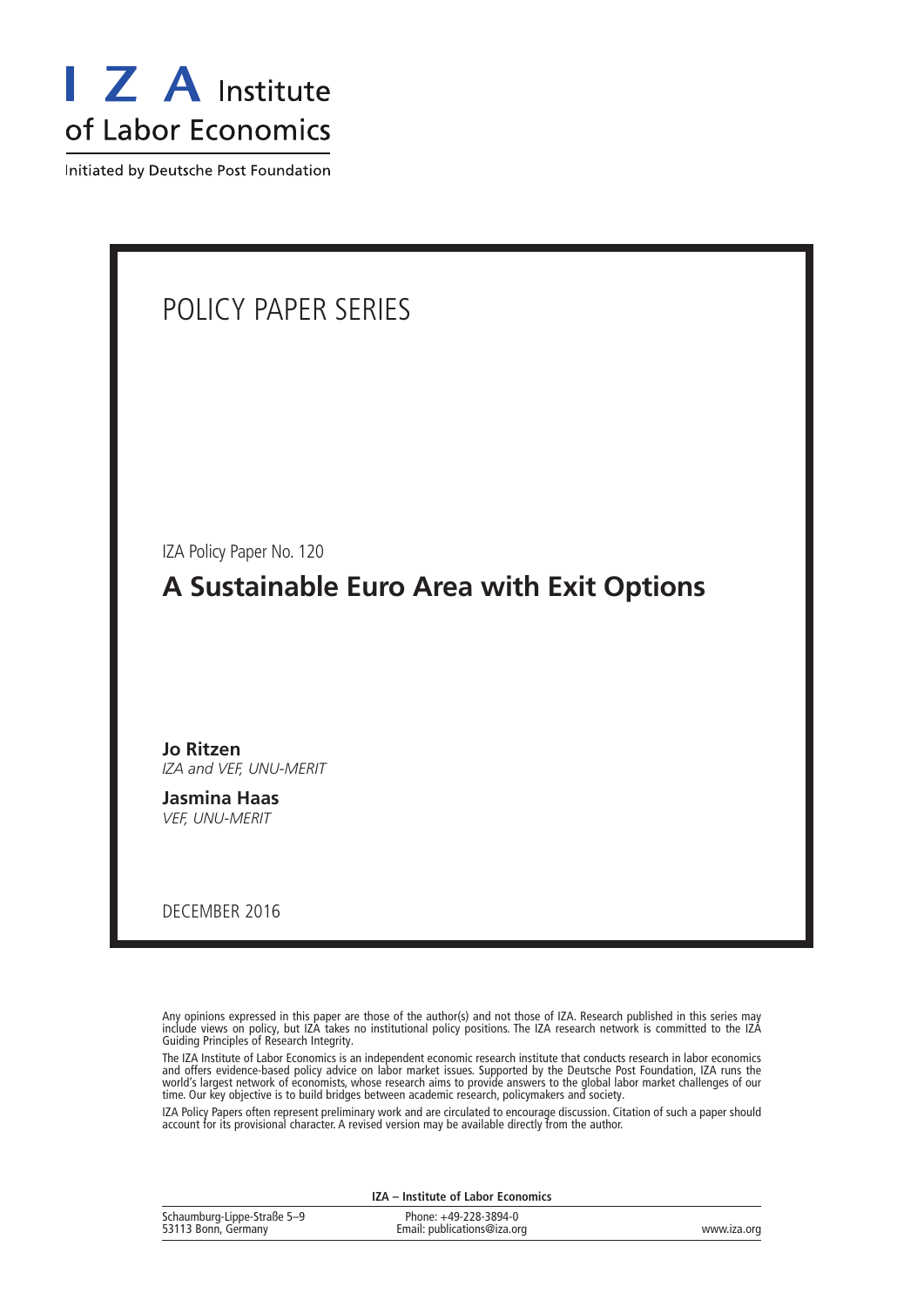I Z A Institute of Labor Economics

Initiated by Deutsche Post Foundation

# POLICY PAPER SERIES

IZA Policy Paper No. 120

## A Sustainable Euro Area with Exit Options

**Jo Ritzen**
*IZA and VEF, UNU-MERIT*

**Jasmina Haas**
*VEF, UNU-MERIT*

DECEMBER 2016

Any opinions expressed in this paper are those of the author(s) and not those of IZA. Research published in this series may include views on policy, but IZA takes no institutional policy positions. The IZA research network is committed to the IZA Guiding Principles of Research Integrity.

The IZA Institute of Labor Economics is an independent economic research institute that conducts research in labor economics and offers evidence-based policy advice on labor market issues. Supported by the Deutsche Post Foundation, IZA runs the world's largest network of economists, whose research aims to provide answers to the global labor market challenges of our time. Our key objective is to build bridges between academic research, policymakers and society.

IZA Policy Papers often represent preliminary work and are circulated to encourage discussion. Citation of such a paper should account for its provisional character. A revised version may be available directly from the author.

**IZA – Institute of Labor Economics**

Schaumburg-Lippe-Straße 5–9
53113 Bonn, Germany

Phone: +49-228-3894-0
Email: publications@iza.org

www.iza.org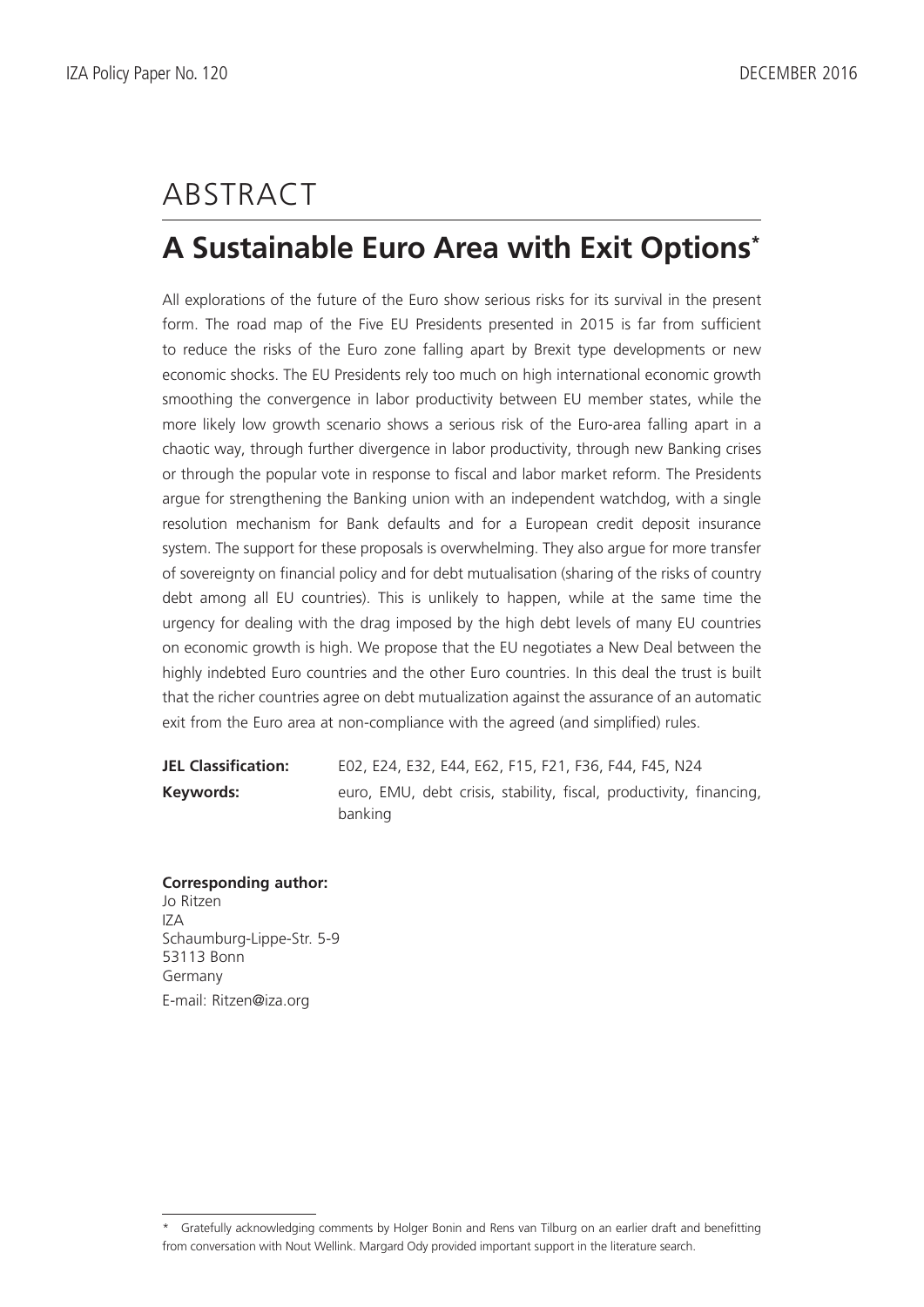# ABSTRACT

## A Sustainable Euro Area with Exit Options[*]

All explorations of the future of the Euro show serious risks for its survival in the present form. The road map of the Five EU Presidents presented in 2015 is far from sufficient to reduce the risks of the Euro zone falling apart by Brexit type developments or new economic shocks. The EU Presidents rely too much on high international economic growth smoothing the convergence in labor productivity between EU member states, while the more likely low growth scenario shows a serious risk of the Euro-area falling apart in a chaotic way, through further divergence in labor productivity, through new Banking crises or through the popular vote in response to fiscal and labor market reform. The Presidents argue for strengthening the Banking union with an independent watchdog, with a single resolution mechanism for Bank defaults and for a European credit deposit insurance system. The support for these proposals is overwhelming. They also argue for more transfer of sovereignty on financial policy and for debt mutualisation (sharing of the risks of country debt among all EU countries). This is unlikely to happen, while at the same time the urgency for dealing with the drag imposed by the high debt levels of many EU countries on economic growth is high. We propose that the EU negotiates a New Deal between the highly indebted Euro countries and the other Euro countries. In this deal the trust is built that the richer countries agree on debt mutualization against the assurance of an automatic exit from the Euro area at non-compliance with the agreed (and simplified) rules.

**JEL Classification:** E02, E24, E32, E44, E62, F15, F21, F36, F44, F45, N24

**Keywords:** euro, EMU, debt crisis, stability, fiscal, productivity, financing, banking

**Corresponding author:**
Jo Ritzen
IZA
Schaumburg-Lippe-Str. 5-9
53113 Bonn
Germany
E-mail: Ritzen@iza.org

[*] Gratefully acknowledging comments by Holger Bonin and Rens van Tilburg on an earlier draft and benefitting from conversation with Nout Wellink. Margard Ody provided important support in the literature search.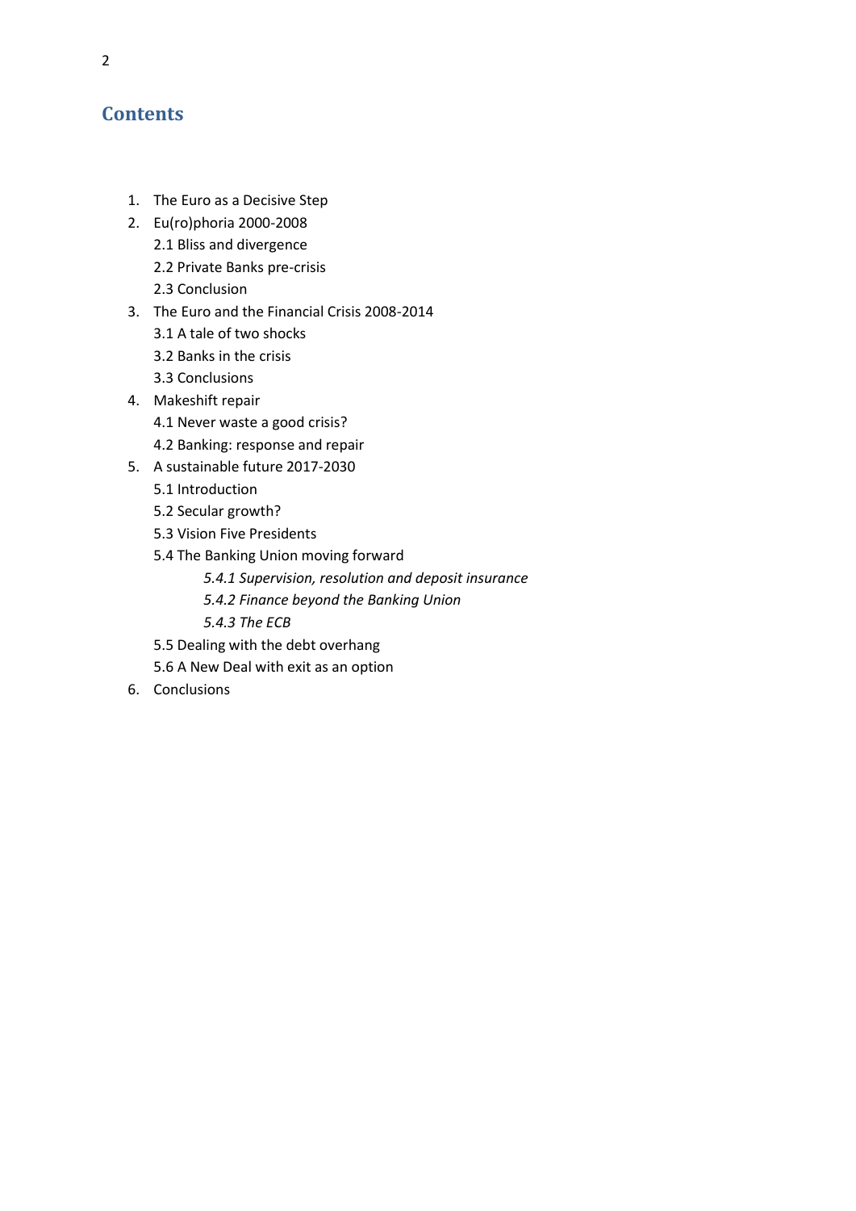## Contents

1. The Euro as a Decisive Step
2. Eu(ro)phoria 2000-2008
   - 2.1 Bliss and divergence
   - 2.2 Private Banks pre-crisis
   - 2.3 Conclusion
3. The Euro and the Financial Crisis 2008-2014
   - 3.1 A tale of two shocks
   - 3.2 Banks in the crisis
   - 3.3 Conclusions
4. Makeshift repair
   - 4.1 Never waste a good crisis?
   - 4.2 Banking: response and repair
5. A sustainable future 2017-2030
   - 5.1 Introduction
   - 5.2 Secular growth?
   - 5.3 Vision Five Presidents
   - 5.4 The Banking Union moving forward
     - *5.4.1 Supervision, resolution and deposit insurance*
     - *5.4.2 Finance beyond the Banking Union*
     - *5.4.3 The ECB*
   - 5.5 Dealing with the debt overhang
   - 5.6 A New Deal with exit as an option
6. Conclusions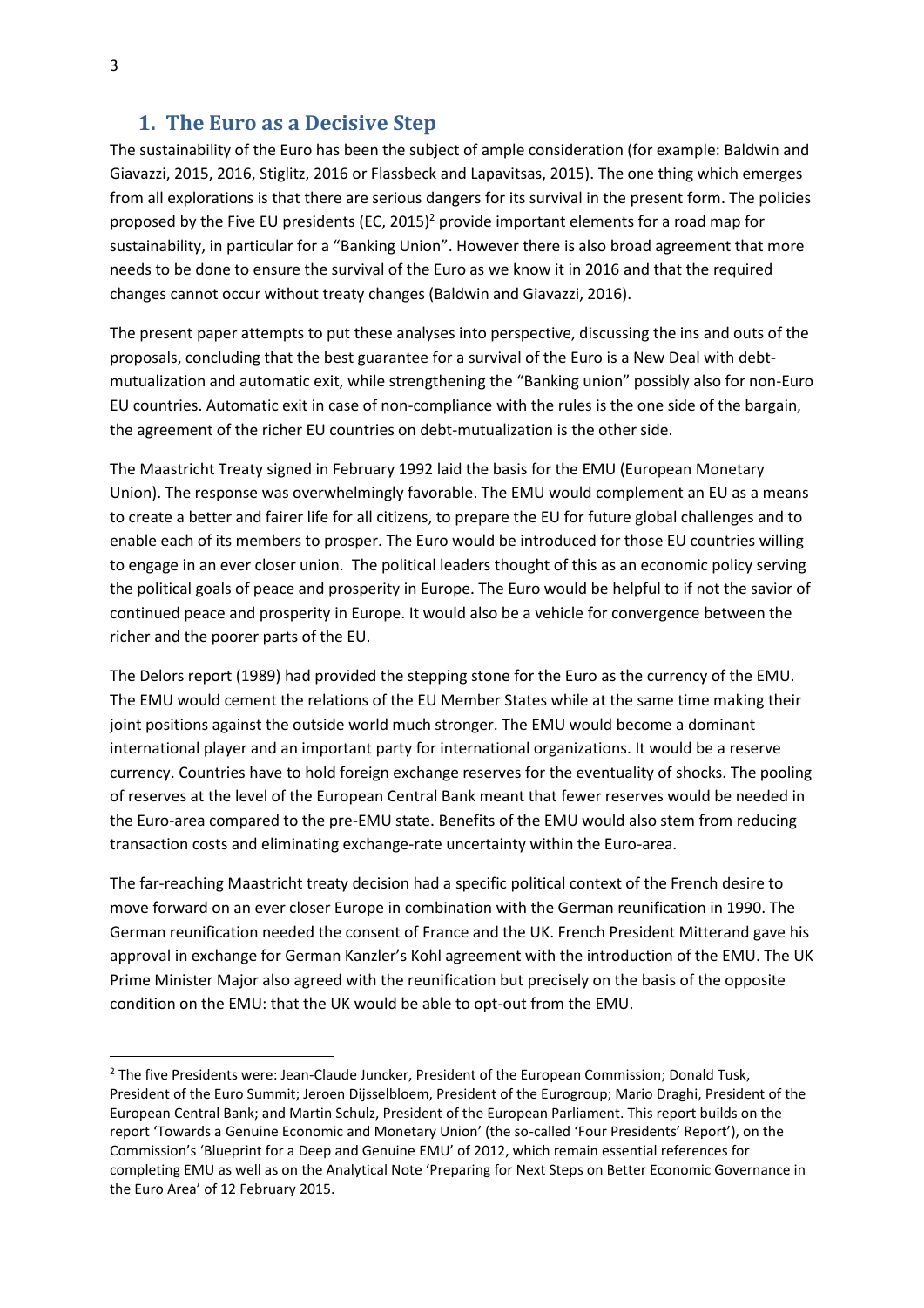## 1. The Euro as a Decisive Step

The sustainability of the Euro has been the subject of ample consideration (for example: Baldwin and Giavazzi, 2015, 2016, Stiglitz, 2016 or Flassbeck and Lapavitsas, 2015). The one thing which emerges from all explorations is that there are serious dangers for its survival in the present form. The policies proposed by the Five EU presidents (EC, 2015)[2] provide important elements for a road map for sustainability, in particular for a "Banking Union". However there is also broad agreement that more needs to be done to ensure the survival of the Euro as we know it in 2016 and that the required changes cannot occur without treaty changes (Baldwin and Giavazzi, 2016).

The present paper attempts to put these analyses into perspective, discussing the ins and outs of the proposals, concluding that the best guarantee for a survival of the Euro is a New Deal with debt-mutualization and automatic exit, while strengthening the "Banking union" possibly also for non-Euro EU countries. Automatic exit in case of non-compliance with the rules is the one side of the bargain, the agreement of the richer EU countries on debt-mutualization is the other side.

The Maastricht Treaty signed in February 1992 laid the basis for the EMU (European Monetary Union). The response was overwhelmingly favorable. The EMU would complement an EU as a means to create a better and fairer life for all citizens, to prepare the EU for future global challenges and to enable each of its members to prosper. The Euro would be introduced for those EU countries willing to engage in an ever closer union. The political leaders thought of this as an economic policy serving the political goals of peace and prosperity in Europe. The Euro would be helpful to if not the savior of continued peace and prosperity in Europe. It would also be a vehicle for convergence between the richer and the poorer parts of the EU.

The Delors report (1989) had provided the stepping stone for the Euro as the currency of the EMU. The EMU would cement the relations of the EU Member States while at the same time making their joint positions against the outside world much stronger. The EMU would become a dominant international player and an important party for international organizations. It would be a reserve currency. Countries have to hold foreign exchange reserves for the eventuality of shocks. The pooling of reserves at the level of the European Central Bank meant that fewer reserves would be needed in the Euro-area compared to the pre-EMU state. Benefits of the EMU would also stem from reducing transaction costs and eliminating exchange-rate uncertainty within the Euro-area.

The far-reaching Maastricht treaty decision had a specific political context of the French desire to move forward on an ever closer Europe in combination with the German reunification in 1990. The German reunification needed the consent of France and the UK. French President Mitterand gave his approval in exchange for German Kanzler's Kohl agreement with the introduction of the EMU. The UK Prime Minister Major also agreed with the reunification but precisely on the basis of the opposite condition on the EMU: that the UK would be able to opt-out from the EMU.

---

[2] The five Presidents were: Jean-Claude Juncker, President of the European Commission; Donald Tusk, President of the Euro Summit; Jeroen Dijsselbloem, President of the Eurogroup; Mario Draghi, President of the European Central Bank; and Martin Schulz, President of the European Parliament. This report builds on the report 'Towards a Genuine Economic and Monetary Union' (the so-called 'Four Presidents' Report'), on the Commission's 'Blueprint for a Deep and Genuine EMU' of 2012, which remain essential references for completing EMU as well as on the Analytical Note 'Preparing for Next Steps on Better Economic Governance in the Euro Area' of 12 February 2015.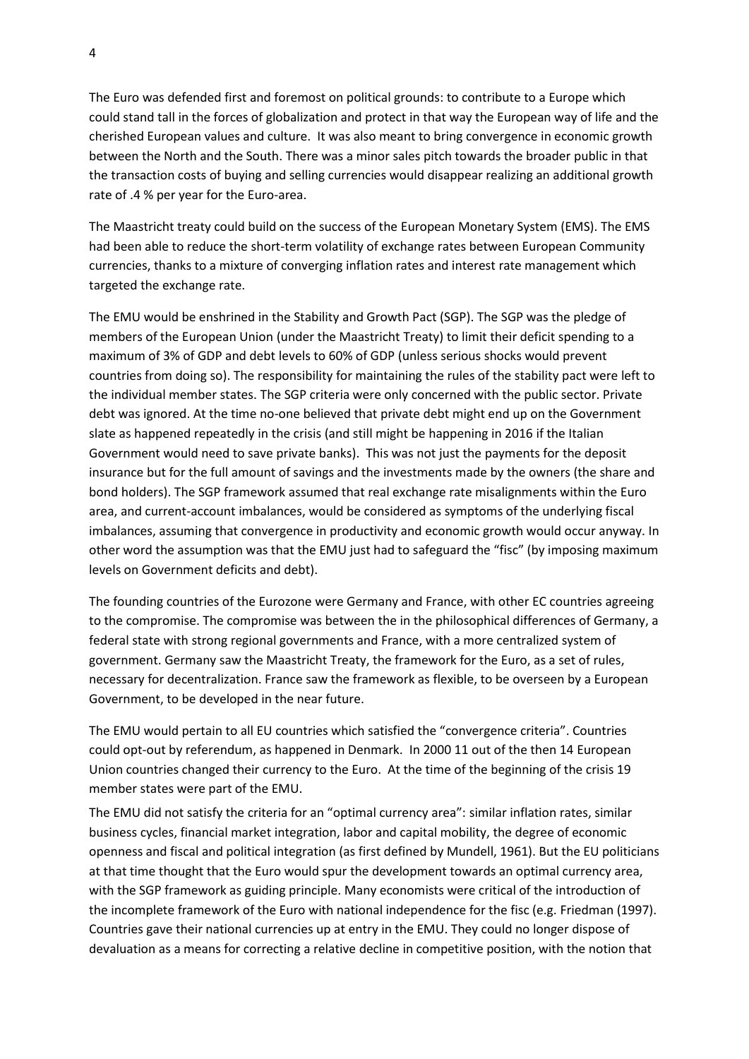The Euro was defended first and foremost on political grounds: to contribute to a Europe which could stand tall in the forces of globalization and protect in that way the European way of life and the cherished European values and culture. It was also meant to bring convergence in economic growth between the North and the South. There was a minor sales pitch towards the broader public in that the transaction costs of buying and selling currencies would disappear realizing an additional growth rate of .4 % per year for the Euro-area.

The Maastricht treaty could build on the success of the European Monetary System (EMS). The EMS had been able to reduce the short-term volatility of exchange rates between European Community currencies, thanks to a mixture of converging inflation rates and interest rate management which targeted the exchange rate.

The EMU would be enshrined in the Stability and Growth Pact (SGP). The SGP was the pledge of members of the European Union (under the Maastricht Treaty) to limit their deficit spending to a maximum of 3% of GDP and debt levels to 60% of GDP (unless serious shocks would prevent countries from doing so). The responsibility for maintaining the rules of the stability pact were left to the individual member states. The SGP criteria were only concerned with the public sector. Private debt was ignored. At the time no-one believed that private debt might end up on the Government slate as happened repeatedly in the crisis (and still might be happening in 2016 if the Italian Government would need to save private banks). This was not just the payments for the deposit insurance but for the full amount of savings and the investments made by the owners (the share and bond holders). The SGP framework assumed that real exchange rate misalignments within the Euro area, and current-account imbalances, would be considered as symptoms of the underlying fiscal imbalances, assuming that convergence in productivity and economic growth would occur anyway. In other word the assumption was that the EMU just had to safeguard the "fisc" (by imposing maximum levels on Government deficits and debt).

The founding countries of the Eurozone were Germany and France, with other EC countries agreeing to the compromise. The compromise was between the in the philosophical differences of Germany, a federal state with strong regional governments and France, with a more centralized system of government. Germany saw the Maastricht Treaty, the framework for the Euro, as a set of rules, necessary for decentralization. France saw the framework as flexible, to be overseen by a European Government, to be developed in the near future.

The EMU would pertain to all EU countries which satisfied the "convergence criteria". Countries could opt-out by referendum, as happened in Denmark. In 2000 11 out of the then 14 European Union countries changed their currency to the Euro. At the time of the beginning of the crisis 19 member states were part of the EMU.

The EMU did not satisfy the criteria for an "optimal currency area": similar inflation rates, similar business cycles, financial market integration, labor and capital mobility, the degree of economic openness and fiscal and political integration (as first defined by Mundell, 1961). But the EU politicians at that time thought that the Euro would spur the development towards an optimal currency area, with the SGP framework as guiding principle. Many economists were critical of the introduction of the incomplete framework of the Euro with national independence for the fisc (e.g. Friedman (1997). Countries gave their national currencies up at entry in the EMU. They could no longer dispose of devaluation as a means for correcting a relative decline in competitive position, with the notion that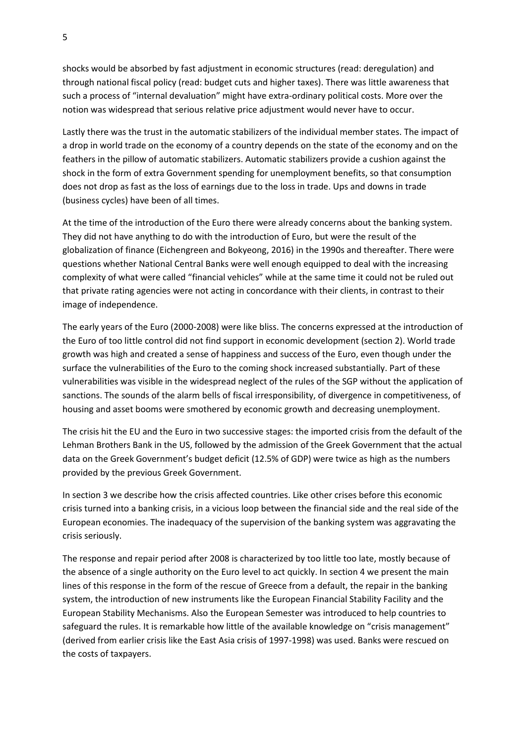shocks would be absorbed by fast adjustment in economic structures (read: deregulation) and through national fiscal policy (read: budget cuts and higher taxes). There was little awareness that such a process of "internal devaluation" might have extra-ordinary political costs. More over the notion was widespread that serious relative price adjustment would never have to occur.

Lastly there was the trust in the automatic stabilizers of the individual member states. The impact of a drop in world trade on the economy of a country depends on the state of the economy and on the feathers in the pillow of automatic stabilizers. Automatic stabilizers provide a cushion against the shock in the form of extra Government spending for unemployment benefits, so that consumption does not drop as fast as the loss of earnings due to the loss in trade. Ups and downs in trade (business cycles) have been of all times.

At the time of the introduction of the Euro there were already concerns about the banking system. They did not have anything to do with the introduction of Euro, but were the result of the globalization of finance (Eichengreen and Bokyeong, 2016) in the 1990s and thereafter. There were questions whether National Central Banks were well enough equipped to deal with the increasing complexity of what were called "financial vehicles" while at the same time it could not be ruled out that private rating agencies were not acting in concordance with their clients, in contrast to their image of independence.

The early years of the Euro (2000-2008) were like bliss. The concerns expressed at the introduction of the Euro of too little control did not find support in economic development (section 2). World trade growth was high and created a sense of happiness and success of the Euro, even though under the surface the vulnerabilities of the Euro to the coming shock increased substantially. Part of these vulnerabilities was visible in the widespread neglect of the rules of the SGP without the application of sanctions. The sounds of the alarm bells of fiscal irresponsibility, of divergence in competitiveness, of housing and asset booms were smothered by economic growth and decreasing unemployment.

The crisis hit the EU and the Euro in two successive stages: the imported crisis from the default of the Lehman Brothers Bank in the US, followed by the admission of the Greek Government that the actual data on the Greek Government's budget deficit (12.5% of GDP) were twice as high as the numbers provided by the previous Greek Government.

In section 3 we describe how the crisis affected countries. Like other crises before this economic crisis turned into a banking crisis, in a vicious loop between the financial side and the real side of the European economies. The inadequacy of the supervision of the banking system was aggravating the crisis seriously.

The response and repair period after 2008 is characterized by too little too late, mostly because of the absence of a single authority on the Euro level to act quickly. In section 4 we present the main lines of this response in the form of the rescue of Greece from a default, the repair in the banking system, the introduction of new instruments like the European Financial Stability Facility and the European Stability Mechanisms. Also the European Semester was introduced to help countries to safeguard the rules. It is remarkable how little of the available knowledge on "crisis management" (derived from earlier crisis like the East Asia crisis of 1997-1998) was used. Banks were rescued on the costs of taxpayers.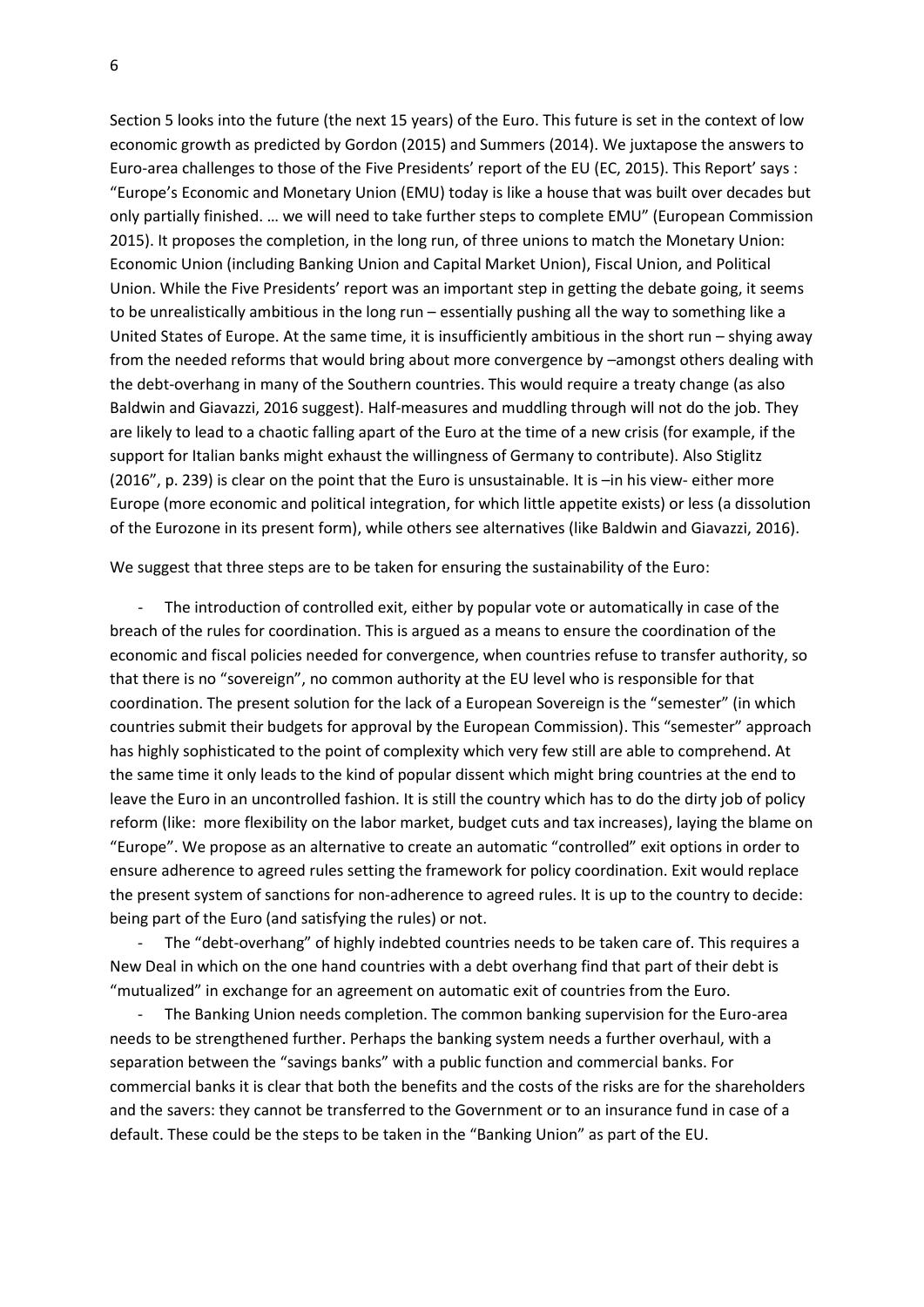Section 5 looks into the future (the next 15 years) of the Euro. This future is set in the context of low economic growth as predicted by Gordon (2015) and Summers (2014). We juxtapose the answers to Euro-area challenges to those of the Five Presidents' report of the EU (EC, 2015). This Report' says : "Europe's Economic and Monetary Union (EMU) today is like a house that was built over decades but only partially finished. … we will need to take further steps to complete EMU" (European Commission 2015). It proposes the completion, in the long run, of three unions to match the Monetary Union: Economic Union (including Banking Union and Capital Market Union), Fiscal Union, and Political Union. While the Five Presidents' report was an important step in getting the debate going, it seems to be unrealistically ambitious in the long run – essentially pushing all the way to something like a United States of Europe. At the same time, it is insufficiently ambitious in the short run – shying away from the needed reforms that would bring about more convergence by –amongst others dealing with the debt-overhang in many of the Southern countries. This would require a treaty change (as also Baldwin and Giavazzi, 2016 suggest). Half-measures and muddling through will not do the job. They are likely to lead to a chaotic falling apart of the Euro at the time of a new crisis (for example, if the support for Italian banks might exhaust the willingness of Germany to contribute). Also Stiglitz (2016", p. 239) is clear on the point that the Euro is unsustainable. It is –in his view- either more Europe (more economic and political integration, for which little appetite exists) or less (a dissolution of the Eurozone in its present form), while others see alternatives (like Baldwin and Giavazzi, 2016).

We suggest that three steps are to be taken for ensuring the sustainability of the Euro:

- The introduction of controlled exit, either by popular vote or automatically in case of the breach of the rules for coordination. This is argued as a means to ensure the coordination of the economic and fiscal policies needed for convergence, when countries refuse to transfer authority, so that there is no "sovereign", no common authority at the EU level who is responsible for that coordination. The present solution for the lack of a European Sovereign is the "semester" (in which countries submit their budgets for approval by the European Commission). This "semester" approach has highly sophisticated to the point of complexity which very few still are able to comprehend. At the same time it only leads to the kind of popular dissent which might bring countries at the end to leave the Euro in an uncontrolled fashion. It is still the country which has to do the dirty job of policy reform (like: more flexibility on the labor market, budget cuts and tax increases), laying the blame on "Europe". We propose as an alternative to create an automatic "controlled" exit options in order to ensure adherence to agreed rules setting the framework for policy coordination. Exit would replace the present system of sanctions for non-adherence to agreed rules. It is up to the country to decide: being part of the Euro (and satisfying the rules) or not.
- The "debt-overhang" of highly indebted countries needs to be taken care of. This requires a New Deal in which on the one hand countries with a debt overhang find that part of their debt is "mutualized" in exchange for an agreement on automatic exit of countries from the Euro.
- The Banking Union needs completion. The common banking supervision for the Euro-area needs to be strengthened further. Perhaps the banking system needs a further overhaul, with a separation between the "savings banks" with a public function and commercial banks. For commercial banks it is clear that both the benefits and the costs of the risks are for the shareholders and the savers: they cannot be transferred to the Government or to an insurance fund in case of a default. These could be the steps to be taken in the "Banking Union" as part of the EU.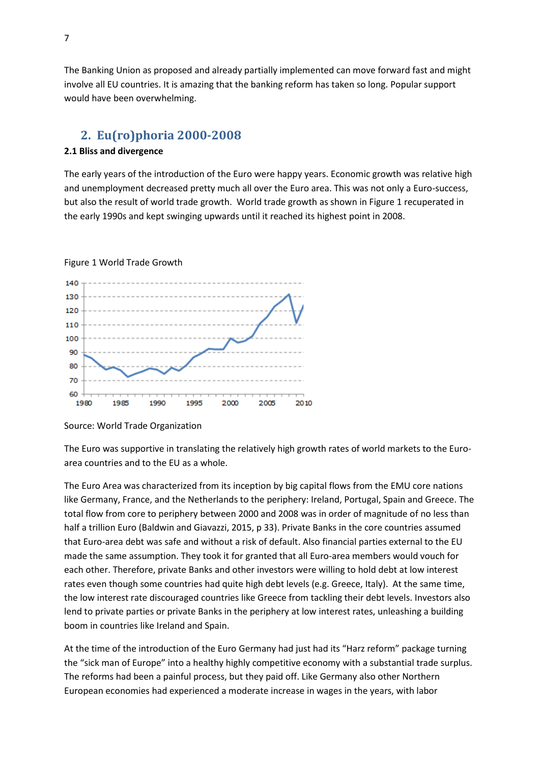The Banking Union as proposed and already partially implemented can move forward fast and might involve all EU countries. It is amazing that the banking reform has taken so long. Popular support would have been overwhelming.

## 2. Eu(ro)phoria 2000-2008

### 2.1 Bliss and divergence

The early years of the introduction of the Euro were happy years. Economic growth was relative high and unemployment decreased pretty much all over the Euro area. This was not only a Euro-success, but also the result of world trade growth. World trade growth as shown in Figure 1 recuperated in the early 1990s and kept swinging upwards until it reached its highest point in 2008.

Figure 1 World Trade Growth

Source: World Trade Organization

The Euro was supportive in translating the relatively high growth rates of world markets to the Euro-area countries and to the EU as a whole.

The Euro Area was characterized from its inception by big capital flows from the EMU core nations like Germany, France, and the Netherlands to the periphery: Ireland, Portugal, Spain and Greece. The total flow from core to periphery between 2000 and 2008 was in order of magnitude of no less than half a trillion Euro (Baldwin and Giavazzi, 2015, p 33). Private Banks in the core countries assumed that Euro-area debt was safe and without a risk of default. Also financial parties external to the EU made the same assumption. They took it for granted that all Euro-area members would vouch for each other. Therefore, private Banks and other investors were willing to hold debt at low interest rates even though some countries had quite high debt levels (e.g. Greece, Italy). At the same time, the low interest rate discouraged countries like Greece from tackling their debt levels. Investors also lend to private parties or private Banks in the periphery at low interest rates, unleashing a building boom in countries like Ireland and Spain.

At the time of the introduction of the Euro Germany had just had its "Harz reform" package turning the "sick man of Europe" into a healthy highly competitive economy with a substantial trade surplus. The reforms had been a painful process, but they paid off. Like Germany also other Northern European economies had experienced a moderate increase in wages in the years, with labor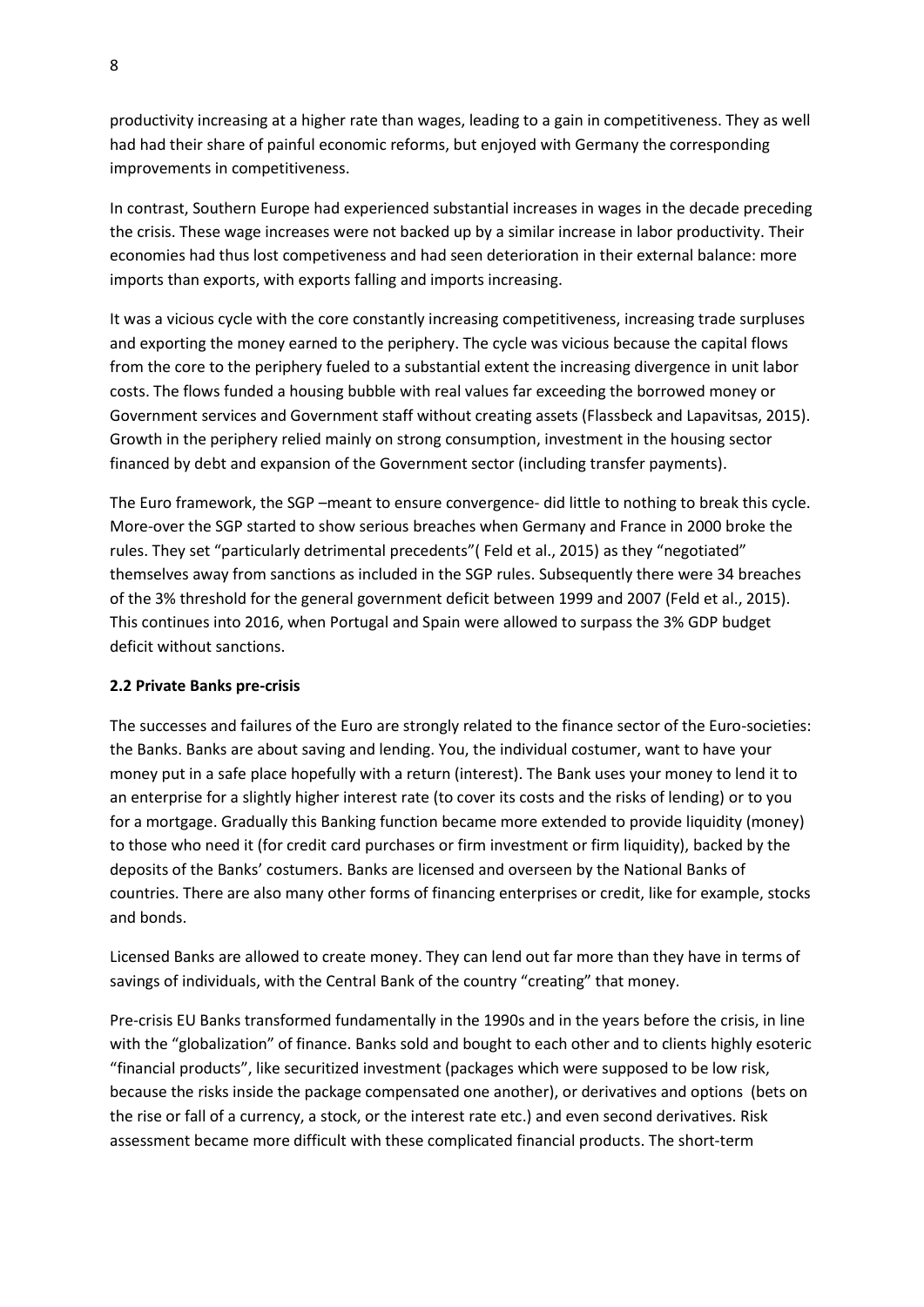productivity increasing at a higher rate than wages, leading to a gain in competitiveness. They as well had had their share of painful economic reforms, but enjoyed with Germany the corresponding improvements in competitiveness.

In contrast, Southern Europe had experienced substantial increases in wages in the decade preceding the crisis. These wage increases were not backed up by a similar increase in labor productivity. Their economies had thus lost competiveness and had seen deterioration in their external balance: more imports than exports, with exports falling and imports increasing.

It was a vicious cycle with the core constantly increasing competitiveness, increasing trade surpluses and exporting the money earned to the periphery. The cycle was vicious because the capital flows from the core to the periphery fueled to a substantial extent the increasing divergence in unit labor costs. The flows funded a housing bubble with real values far exceeding the borrowed money or Government services and Government staff without creating assets (Flassbeck and Lapavitsas, 2015). Growth in the periphery relied mainly on strong consumption, investment in the housing sector financed by debt and expansion of the Government sector (including transfer payments).

The Euro framework, the SGP –meant to ensure convergence- did little to nothing to break this cycle. More-over the SGP started to show serious breaches when Germany and France in 2000 broke the rules. They set "particularly detrimental precedents"( Feld et al., 2015) as they "negotiated" themselves away from sanctions as included in the SGP rules. Subsequently there were 34 breaches of the 3% threshold for the general government deficit between 1999 and 2007 (Feld et al., 2015). This continues into 2016, when Portugal and Spain were allowed to surpass the 3% GDP budget deficit without sanctions.

### 2.2 Private Banks pre-crisis

The successes and failures of the Euro are strongly related to the finance sector of the Euro-societies: the Banks. Banks are about saving and lending. You, the individual costumer, want to have your money put in a safe place hopefully with a return (interest). The Bank uses your money to lend it to an enterprise for a slightly higher interest rate (to cover its costs and the risks of lending) or to you for a mortgage. Gradually this Banking function became more extended to provide liquidity (money) to those who need it (for credit card purchases or firm investment or firm liquidity), backed by the deposits of the Banks' costumers. Banks are licensed and overseen by the National Banks of countries. There are also many other forms of financing enterprises or credit, like for example, stocks and bonds.

Licensed Banks are allowed to create money. They can lend out far more than they have in terms of savings of individuals, with the Central Bank of the country "creating" that money.

Pre-crisis EU Banks transformed fundamentally in the 1990s and in the years before the crisis, in line with the "globalization" of finance. Banks sold and bought to each other and to clients highly esoteric "financial products", like securitized investment (packages which were supposed to be low risk, because the risks inside the package compensated one another), or derivatives and options (bets on the rise or fall of a currency, a stock, or the interest rate etc.) and even second derivatives. Risk assessment became more difficult with these complicated financial products. The short-term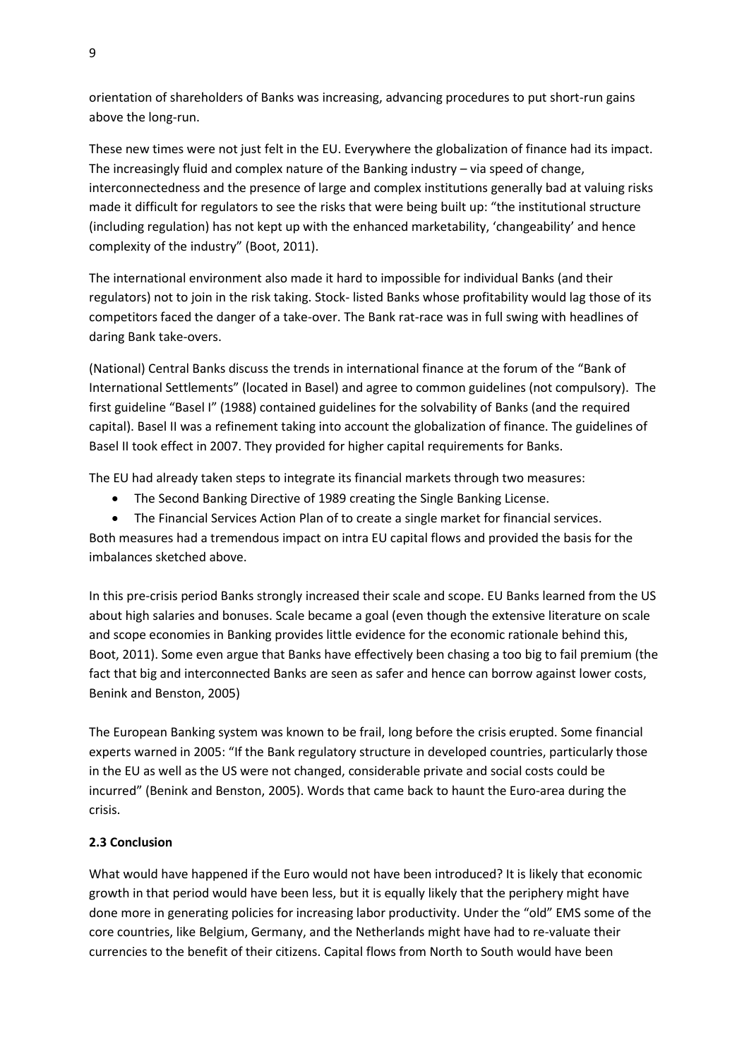orientation of shareholders of Banks was increasing, advancing procedures to put short-run gains above the long-run.

These new times were not just felt in the EU. Everywhere the globalization of finance had its impact. The increasingly fluid and complex nature of the Banking industry – via speed of change, interconnectedness and the presence of large and complex institutions generally bad at valuing risks made it difficult for regulators to see the risks that were being built up: "the institutional structure (including regulation) has not kept up with the enhanced marketability, 'changeability' and hence complexity of the industry" (Boot, 2011).

The international environment also made it hard to impossible for individual Banks (and their regulators) not to join in the risk taking. Stock- listed Banks whose profitability would lag those of its competitors faced the danger of a take-over. The Bank rat-race was in full swing with headlines of daring Bank take-overs.

(National) Central Banks discuss the trends in international finance at the forum of the "Bank of International Settlements" (located in Basel) and agree to common guidelines (not compulsory). The first guideline "Basel I" (1988) contained guidelines for the solvability of Banks (and the required capital). Basel II was a refinement taking into account the globalization of finance. The guidelines of Basel II took effect in 2007. They provided for higher capital requirements for Banks.

The EU had already taken steps to integrate its financial markets through two measures:

- The Second Banking Directive of 1989 creating the Single Banking License.
- The Financial Services Action Plan of to create a single market for financial services.

Both measures had a tremendous impact on intra EU capital flows and provided the basis for the imbalances sketched above.

In this pre-crisis period Banks strongly increased their scale and scope. EU Banks learned from the US about high salaries and bonuses. Scale became a goal (even though the extensive literature on scale and scope economies in Banking provides little evidence for the economic rationale behind this, Boot, 2011). Some even argue that Banks have effectively been chasing a too big to fail premium (the fact that big and interconnected Banks are seen as safer and hence can borrow against lower costs, Benink and Benston, 2005)

The European Banking system was known to be frail, long before the crisis erupted. Some financial experts warned in 2005: "If the Bank regulatory structure in developed countries, particularly those in the EU as well as the US were not changed, considerable private and social costs could be incurred" (Benink and Benston, 2005). Words that came back to haunt the Euro-area during the crisis.

### 2.3 Conclusion

What would have happened if the Euro would not have been introduced? It is likely that economic growth in that period would have been less, but it is equally likely that the periphery might have done more in generating policies for increasing labor productivity. Under the "old" EMS some of the core countries, like Belgium, Germany, and the Netherlands might have had to re-valuate their currencies to the benefit of their citizens. Capital flows from North to South would have been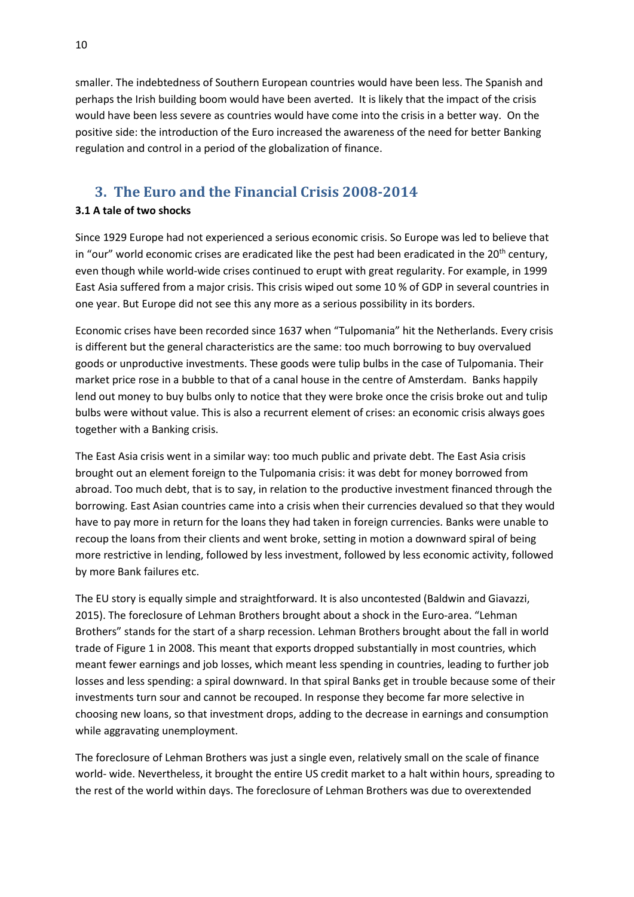smaller. The indebtedness of Southern European countries would have been less. The Spanish and perhaps the Irish building boom would have been averted. It is likely that the impact of the crisis would have been less severe as countries would have come into the crisis in a better way. On the positive side: the introduction of the Euro increased the awareness of the need for better Banking regulation and control in a period of the globalization of finance.

## 3. The Euro and the Financial Crisis 2008-2014

### 3.1 A tale of two shocks

Since 1929 Europe had not experienced a serious economic crisis. So Europe was led to believe that in "our" world economic crises are eradicated like the pest had been eradicated in the 20th century, even though while world-wide crises continued to erupt with great regularity. For example, in 1999 East Asia suffered from a major crisis. This crisis wiped out some 10 % of GDP in several countries in one year. But Europe did not see this any more as a serious possibility in its borders.

Economic crises have been recorded since 1637 when "Tulpomania" hit the Netherlands. Every crisis is different but the general characteristics are the same: too much borrowing to buy overvalued goods or unproductive investments. These goods were tulip bulbs in the case of Tulpomania. Their market price rose in a bubble to that of a canal house in the centre of Amsterdam. Banks happily lend out money to buy bulbs only to notice that they were broke once the crisis broke out and tulip bulbs were without value. This is also a recurrent element of crises: an economic crisis always goes together with a Banking crisis.

The East Asia crisis went in a similar way: too much public and private debt. The East Asia crisis brought out an element foreign to the Tulpomania crisis: it was debt for money borrowed from abroad. Too much debt, that is to say, in relation to the productive investment financed through the borrowing. East Asian countries came into a crisis when their currencies devalued so that they would have to pay more in return for the loans they had taken in foreign currencies. Banks were unable to recoup the loans from their clients and went broke, setting in motion a downward spiral of being more restrictive in lending, followed by less investment, followed by less economic activity, followed by more Bank failures etc.

The EU story is equally simple and straightforward. It is also uncontested (Baldwin and Giavazzi, 2015). The foreclosure of Lehman Brothers brought about a shock in the Euro-area. "Lehman Brothers" stands for the start of a sharp recession. Lehman Brothers brought about the fall in world trade of Figure 1 in 2008. This meant that exports dropped substantially in most countries, which meant fewer earnings and job losses, which meant less spending in countries, leading to further job losses and less spending: a spiral downward. In that spiral Banks get in trouble because some of their investments turn sour and cannot be recouped. In response they become far more selective in choosing new loans, so that investment drops, adding to the decrease in earnings and consumption while aggravating unemployment.

The foreclosure of Lehman Brothers was just a single even, relatively small on the scale of finance world- wide. Nevertheless, it brought the entire US credit market to a halt within hours, spreading to the rest of the world within days. The foreclosure of Lehman Brothers was due to overextended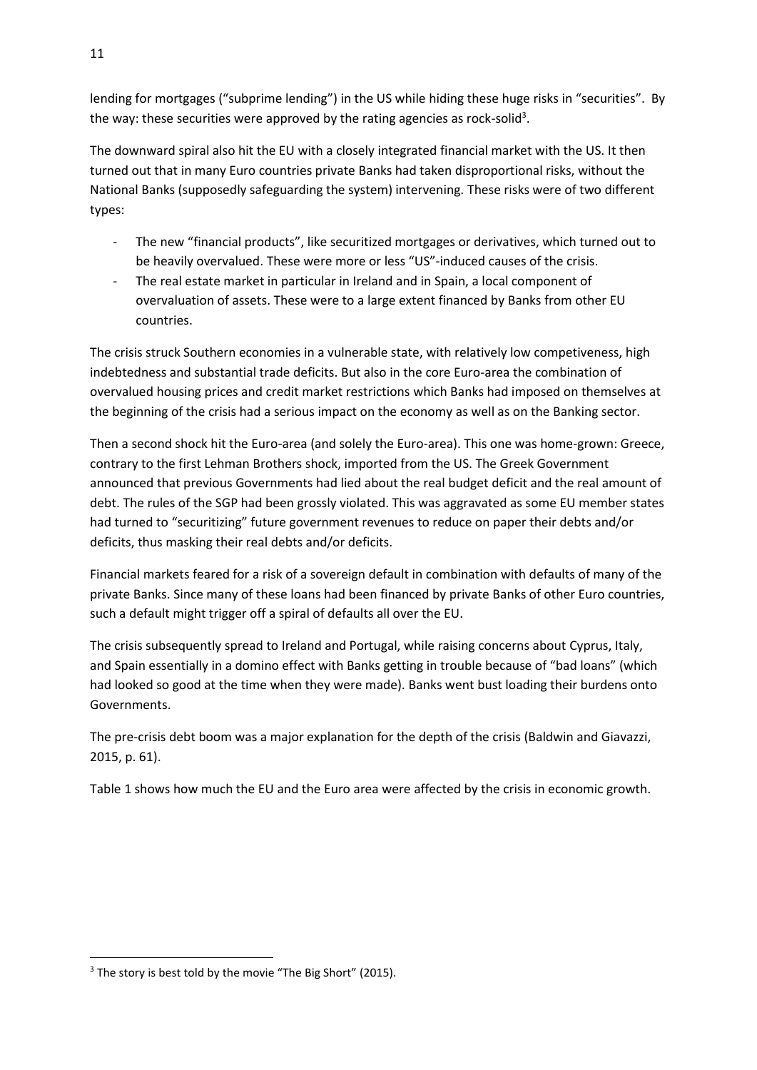lending for mortgages ("subprime lending") in the US while hiding these huge risks in "securities". By the way: these securities were approved by the rating agencies as rock-solid[3].

The downward spiral also hit the EU with a closely integrated financial market with the US. It then turned out that in many Euro countries private Banks had taken disproportional risks, without the National Banks (supposedly safeguarding the system) intervening. These risks were of two different types:

- The new "financial products", like securitized mortgages or derivatives, which turned out to be heavily overvalued. These were more or less "US"-induced causes of the crisis.
- The real estate market in particular in Ireland and in Spain, a local component of overvaluation of assets. These were to a large extent financed by Banks from other EU countries.

The crisis struck Southern economies in a vulnerable state, with relatively low competiveness, high indebtedness and substantial trade deficits. But also in the core Euro-area the combination of overvalued housing prices and credit market restrictions which Banks had imposed on themselves at the beginning of the crisis had a serious impact on the economy as well as on the Banking sector.

Then a second shock hit the Euro-area (and solely the Euro-area). This one was home-grown: Greece, contrary to the first Lehman Brothers shock, imported from the US. The Greek Government announced that previous Governments had lied about the real budget deficit and the real amount of debt. The rules of the SGP had been grossly violated. This was aggravated as some EU member states had turned to "securitizing" future government revenues to reduce on paper their debts and/or deficits, thus masking their real debts and/or deficits.

Financial markets feared for a risk of a sovereign default in combination with defaults of many of the private Banks. Since many of these loans had been financed by private Banks of other Euro countries, such a default might trigger off a spiral of defaults all over the EU.

The crisis subsequently spread to Ireland and Portugal, while raising concerns about Cyprus, Italy, and Spain essentially in a domino effect with Banks getting in trouble because of "bad loans" (which had looked so good at the time when they were made). Banks went bust loading their burdens onto Governments.

The pre-crisis debt boom was a major explanation for the depth of the crisis (Baldwin and Giavazzi, 2015, p. 61).

Table 1 shows how much the EU and the Euro area were affected by the crisis in economic growth.

[3] The story is best told by the movie "The Big Short" (2015).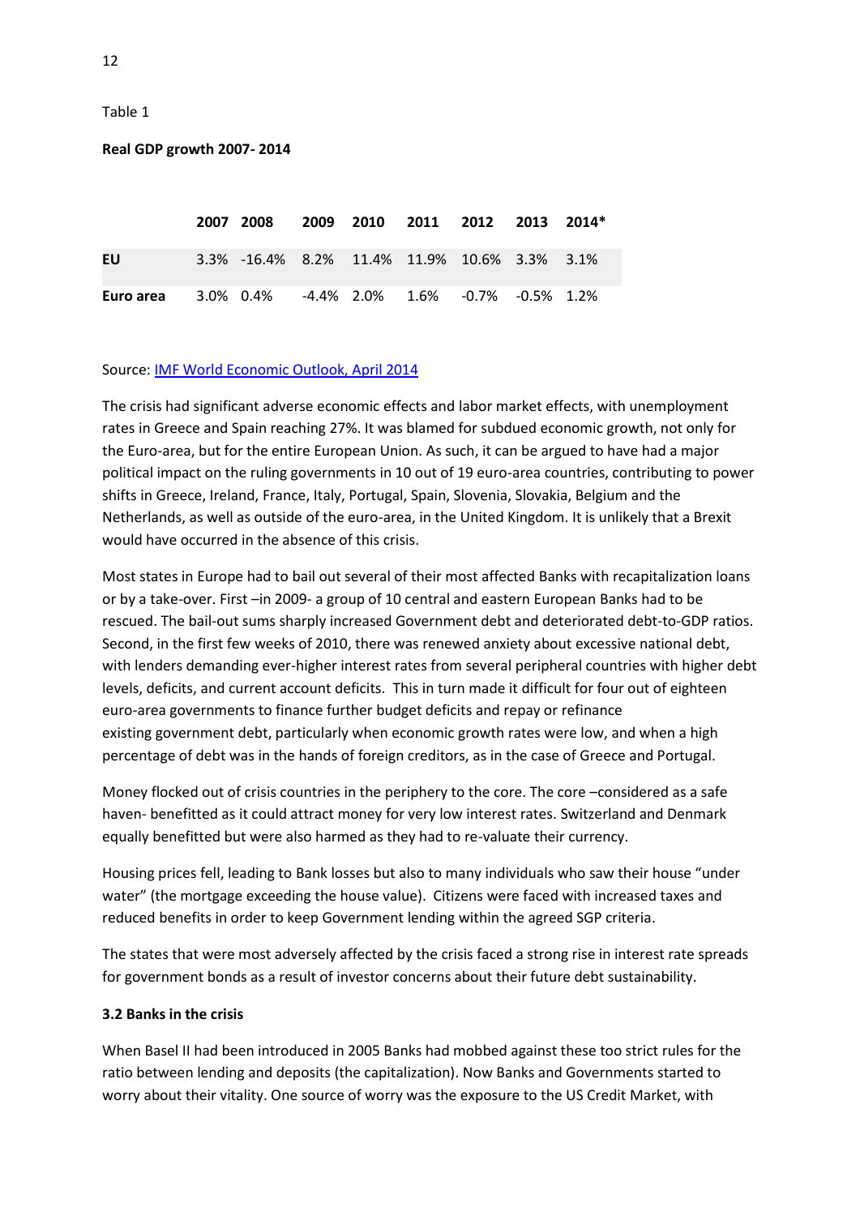Table 1

**Real GDP growth 2007- 2014**

| | 2007 | 2008 | 2009 | 2010 | 2011 | 2012 | 2013 | 2014* |
|---|---|---|---|---|---|---|---|---|
| **EU** | 3.3% | -16.4% | 8.2% | 11.4% | 11.9% | 10.6% | 3.3% | 3.1% |
| **Euro area** | 3.0% | 0.4% | -4.4% | 2.0% | 1.6% | -0.7% | -0.5% | 1.2% |

Source: [IMF World Economic Outlook, April 2014]

The crisis had significant adverse economic effects and labor market effects, with unemployment rates in Greece and Spain reaching 27%. It was blamed for subdued economic growth, not only for the Euro-area, but for the entire European Union. As such, it can be argued to have had a major political impact on the ruling governments in 10 out of 19 euro-area countries, contributing to power shifts in Greece, Ireland, France, Italy, Portugal, Spain, Slovenia, Slovakia, Belgium and the Netherlands, as well as outside of the euro-area, in the United Kingdom. It is unlikely that a Brexit would have occurred in the absence of this crisis.

Most states in Europe had to bail out several of their most affected Banks with recapitalization loans or by a take-over. First –in 2009- a group of 10 central and eastern European Banks had to be rescued. The bail-out sums sharply increased Government debt and deteriorated debt-to-GDP ratios. Second, in the first few weeks of 2010, there was renewed anxiety about excessive national debt, with lenders demanding ever-higher interest rates from several peripheral countries with higher debt levels, deficits, and current account deficits. This in turn made it difficult for four out of eighteen euro-area governments to finance further budget deficits and repay or refinance existing government debt, particularly when economic growth rates were low, and when a high percentage of debt was in the hands of foreign creditors, as in the case of Greece and Portugal.

Money flocked out of crisis countries in the periphery to the core. The core –considered as a safe haven- benefitted as it could attract money for very low interest rates. Switzerland and Denmark equally benefitted but were also harmed as they had to re-valuate their currency.

Housing prices fell, leading to Bank losses but also to many individuals who saw their house "under water" (the mortgage exceeding the house value). Citizens were faced with increased taxes and reduced benefits in order to keep Government lending within the agreed SGP criteria.

The states that were most adversely affected by the crisis faced a strong rise in interest rate spreads for government bonds as a result of investor concerns about their future debt sustainability.

### 3.2 Banks in the crisis

When Basel II had been introduced in 2005 Banks had mobbed against these too strict rules for the ratio between lending and deposits (the capitalization). Now Banks and Governments started to worry about their vitality. One source of worry was the exposure to the US Credit Market, with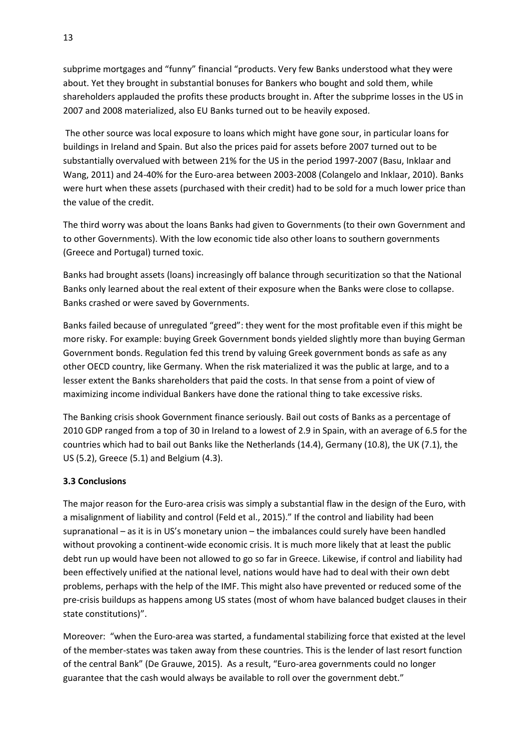subprime mortgages and "funny" financial "products. Very few Banks understood what they were about. Yet they brought in substantial bonuses for Bankers who bought and sold them, while shareholders applauded the profits these products brought in. After the subprime losses in the US in 2007 and 2008 materialized, also EU Banks turned out to be heavily exposed.

The other source was local exposure to loans which might have gone sour, in particular loans for buildings in Ireland and Spain. But also the prices paid for assets before 2007 turned out to be substantially overvalued with between 21% for the US in the period 1997-2007 (Basu, Inklaar and Wang, 2011) and 24-40% for the Euro-area between 2003-2008 (Colangelo and Inklaar, 2010). Banks were hurt when these assets (purchased with their credit) had to be sold for a much lower price than the value of the credit.

The third worry was about the loans Banks had given to Governments (to their own Government and to other Governments). With the low economic tide also other loans to southern governments (Greece and Portugal) turned toxic.

Banks had brought assets (loans) increasingly off balance through securitization so that the National Banks only learned about the real extent of their exposure when the Banks were close to collapse. Banks crashed or were saved by Governments.

Banks failed because of unregulated "greed": they went for the most profitable even if this might be more risky. For example: buying Greek Government bonds yielded slightly more than buying German Government bonds. Regulation fed this trend by valuing Greek government bonds as safe as any other OECD country, like Germany. When the risk materialized it was the public at large, and to a lesser extent the Banks shareholders that paid the costs. In that sense from a point of view of maximizing income individual Bankers have done the rational thing to take excessive risks.

The Banking crisis shook Government finance seriously. Bail out costs of Banks as a percentage of 2010 GDP ranged from a top of 30 in Ireland to a lowest of 2.9 in Spain, with an average of 6.5 for the countries which had to bail out Banks like the Netherlands (14.4), Germany (10.8), the UK (7.1), the US (5.2), Greece (5.1) and Belgium (4.3).

**3.3 Conclusions**

The major reason for the Euro-area crisis was simply a substantial flaw in the design of the Euro, with a misalignment of liability and control (Feld et al., 2015)." If the control and liability had been supranational – as it is in US's monetary union – the imbalances could surely have been handled without provoking a continent-wide economic crisis. It is much more likely that at least the public debt run up would have been not allowed to go so far in Greece. Likewise, if control and liability had been effectively unified at the national level, nations would have had to deal with their own debt problems, perhaps with the help of the IMF. This might also have prevented or reduced some of the pre-crisis buildups as happens among US states (most of whom have balanced budget clauses in their state constitutions)".

Moreover: "when the Euro-area was started, a fundamental stabilizing force that existed at the level of the member-states was taken away from these countries. This is the lender of last resort function of the central Bank" (De Grauwe, 2015). As a result, "Euro-area governments could no longer guarantee that the cash would always be available to roll over the government debt."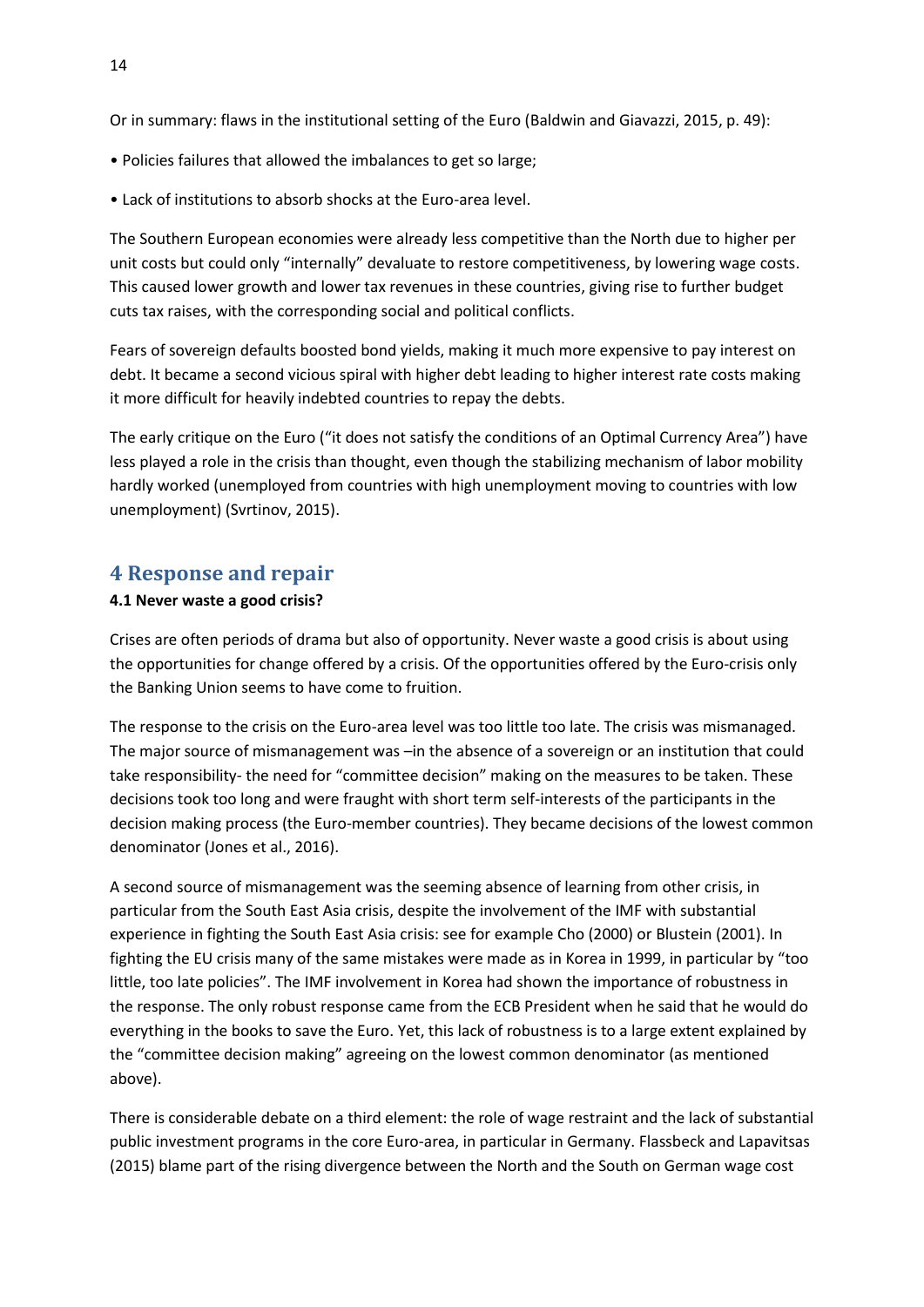Or in summary: flaws in the institutional setting of the Euro (Baldwin and Giavazzi, 2015, p. 49):

- Policies failures that allowed the imbalances to get so large;
- Lack of institutions to absorb shocks at the Euro-area level.

The Southern European economies were already less competitive than the North due to higher per unit costs but could only "internally" devaluate to restore competitiveness, by lowering wage costs. This caused lower growth and lower tax revenues in these countries, giving rise to further budget cuts tax raises, with the corresponding social and political conflicts.

Fears of sovereign defaults boosted bond yields, making it much more expensive to pay interest on debt. It became a second vicious spiral with higher debt leading to higher interest rate costs making it more difficult for heavily indebted countries to repay the debts.

The early critique on the Euro ("it does not satisfy the conditions of an Optimal Currency Area") have less played a role in the crisis than thought, even though the stabilizing mechanism of labor mobility hardly worked (unemployed from countries with high unemployment moving to countries with low unemployment) (Svrtinov, 2015).

# 4 Response and repair

### 4.1 Never waste a good crisis?

Crises are often periods of drama but also of opportunity. Never waste a good crisis is about using the opportunities for change offered by a crisis. Of the opportunities offered by the Euro-crisis only the Banking Union seems to have come to fruition.

The response to the crisis on the Euro-area level was too little too late. The crisis was mismanaged. The major source of mismanagement was –in the absence of a sovereign or an institution that could take responsibility- the need for "committee decision" making on the measures to be taken. These decisions took too long and were fraught with short term self-interests of the participants in the decision making process (the Euro-member countries). They became decisions of the lowest common denominator (Jones et al., 2016).

A second source of mismanagement was the seeming absence of learning from other crisis, in particular from the South East Asia crisis, despite the involvement of the IMF with substantial experience in fighting the South East Asia crisis: see for example Cho (2000) or Blustein (2001). In fighting the EU crisis many of the same mistakes were made as in Korea in 1999, in particular by "too little, too late policies". The IMF involvement in Korea had shown the importance of robustness in the response. The only robust response came from the ECB President when he said that he would do everything in the books to save the Euro. Yet, this lack of robustness is to a large extent explained by the "committee decision making" agreeing on the lowest common denominator (as mentioned above).

There is considerable debate on a third element: the role of wage restraint and the lack of substantial public investment programs in the core Euro-area, in particular in Germany. Flassbeck and Lapavitsas (2015) blame part of the rising divergence between the North and the South on German wage cost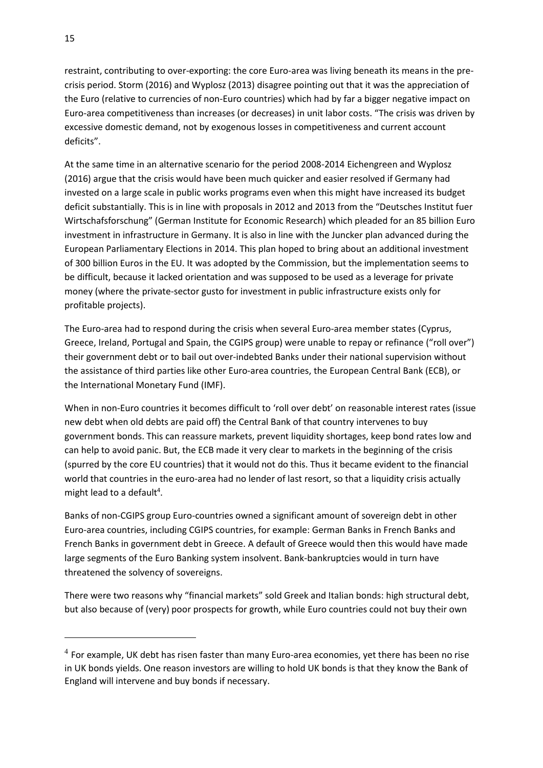restraint, contributing to over-exporting: the core Euro-area was living beneath its means in the pre-crisis period. Storm (2016) and Wyplosz (2013) disagree pointing out that it was the appreciation of the Euro (relative to currencies of non-Euro countries) which had by far a bigger negative impact on Euro-area competitiveness than increases (or decreases) in unit labor costs. "The crisis was driven by excessive domestic demand, not by exogenous losses in competitiveness and current account deficits".

At the same time in an alternative scenario for the period 2008-2014 Eichengreen and Wyplosz (2016) argue that the crisis would have been much quicker and easier resolved if Germany had invested on a large scale in public works programs even when this might have increased its budget deficit substantially. This is in line with proposals in 2012 and 2013 from the "Deutsches Institut fuer Wirtschafsforschung" (German Institute for Economic Research) which pleaded for an 85 billion Euro investment in infrastructure in Germany. It is also in line with the Juncker plan advanced during the European Parliamentary Elections in 2014. This plan hoped to bring about an additional investment of 300 billion Euros in the EU. It was adopted by the Commission, but the implementation seems to be difficult, because it lacked orientation and was supposed to be used as a leverage for private money (where the private-sector gusto for investment in public infrastructure exists only for profitable projects).

The Euro-area had to respond during the crisis when several Euro-area member states (Cyprus, Greece, Ireland, Portugal and Spain, the CGIPS group) were unable to repay or refinance ("roll over") their government debt or to bail out over-indebted Banks under their national supervision without the assistance of third parties like other Euro-area countries, the European Central Bank (ECB), or the International Monetary Fund (IMF).

When in non-Euro countries it becomes difficult to 'roll over debt' on reasonable interest rates (issue new debt when old debts are paid off) the Central Bank of that country intervenes to buy government bonds. This can reassure markets, prevent liquidity shortages, keep bond rates low and can help to avoid panic. But, the ECB made it very clear to markets in the beginning of the crisis (spurred by the core EU countries) that it would not do this. Thus it became evident to the financial world that countries in the euro-area had no lender of last resort, so that a liquidity crisis actually might lead to a default[4].

Banks of non-CGIPS group Euro-countries owned a significant amount of sovereign debt in other Euro-area countries, including CGIPS countries, for example: German Banks in French Banks and French Banks in government debt in Greece. A default of Greece would then this would have made large segments of the Euro Banking system insolvent. Bank-bankruptcies would in turn have threatened the solvency of sovereigns.

There were two reasons why "financial markets" sold Greek and Italian bonds: high structural debt, but also because of (very) poor prospects for growth, while Euro countries could not buy their own

[4] For example, UK debt has risen faster than many Euro-area economies, yet there has been no rise in UK bonds yields. One reason investors are willing to hold UK bonds is that they know the Bank of England will intervene and buy bonds if necessary.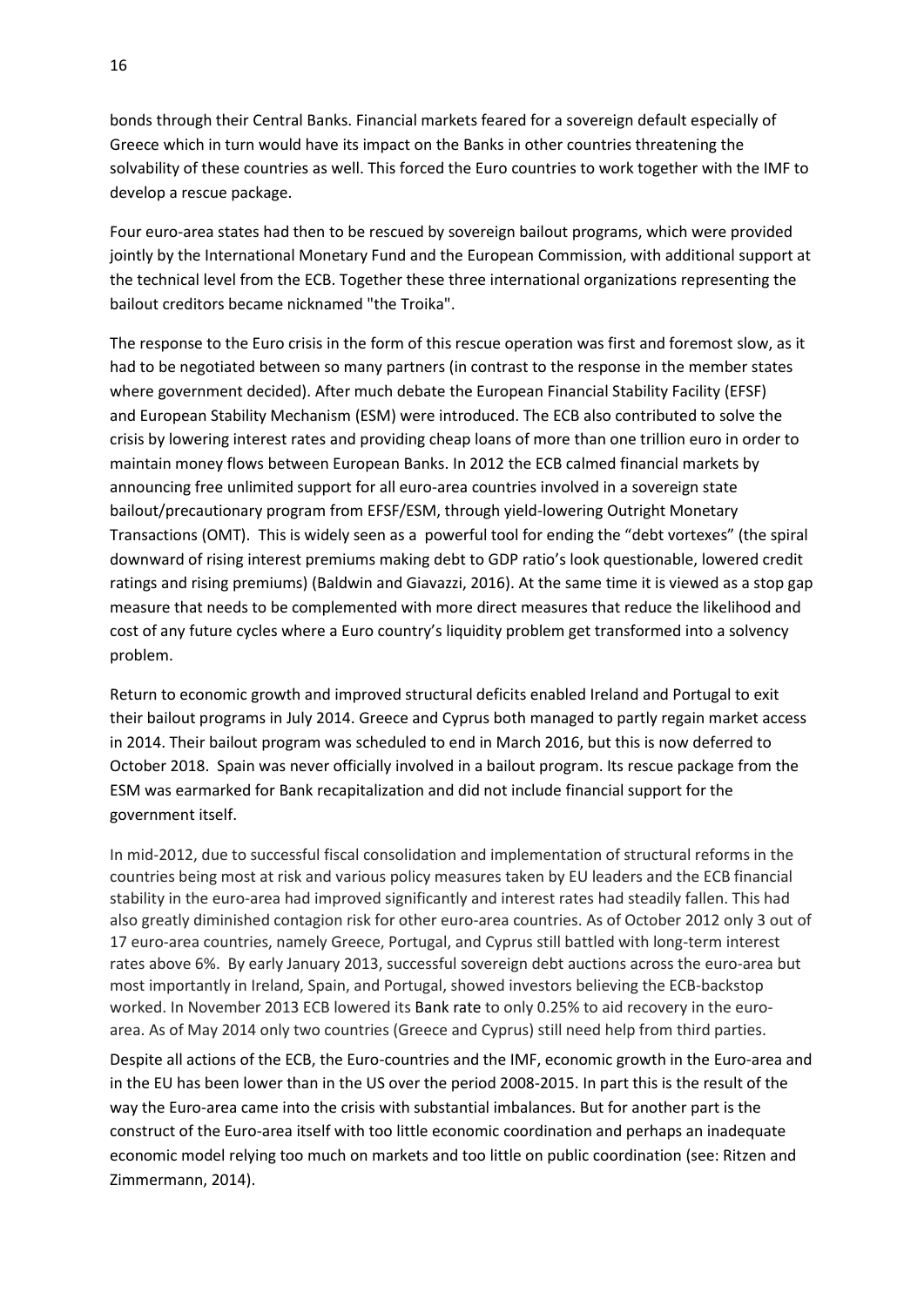bonds through their Central Banks. Financial markets feared for a sovereign default especially of Greece which in turn would have its impact on the Banks in other countries threatening the solvability of these countries as well. This forced the Euro countries to work together with the IMF to develop a rescue package.

Four euro-area states had then to be rescued by sovereign bailout programs, which were provided jointly by the International Monetary Fund and the European Commission, with additional support at the technical level from the ECB. Together these three international organizations representing the bailout creditors became nicknamed "the Troika".

The response to the Euro crisis in the form of this rescue operation was first and foremost slow, as it had to be negotiated between so many partners (in contrast to the response in the member states where government decided). After much debate the European Financial Stability Facility (EFSF) and European Stability Mechanism (ESM) were introduced. The ECB also contributed to solve the crisis by lowering interest rates and providing cheap loans of more than one trillion euro in order to maintain money flows between European Banks. In 2012 the ECB calmed financial markets by announcing free unlimited support for all euro-area countries involved in a sovereign state bailout/precautionary program from EFSF/ESM, through yield-lowering Outright Monetary Transactions (OMT). This is widely seen as a powerful tool for ending the "debt vortexes" (the spiral downward of rising interest premiums making debt to GDP ratio's look questionable, lowered credit ratings and rising premiums) (Baldwin and Giavazzi, 2016). At the same time it is viewed as a stop gap measure that needs to be complemented with more direct measures that reduce the likelihood and cost of any future cycles where a Euro country's liquidity problem get transformed into a solvency problem.

Return to economic growth and improved structural deficits enabled Ireland and Portugal to exit their bailout programs in July 2014. Greece and Cyprus both managed to partly regain market access in 2014. Their bailout program was scheduled to end in March 2016, but this is now deferred to October 2018. Spain was never officially involved in a bailout program. Its rescue package from the ESM was earmarked for Bank recapitalization and did not include financial support for the government itself.

In mid-2012, due to successful fiscal consolidation and implementation of structural reforms in the countries being most at risk and various policy measures taken by EU leaders and the ECB financial stability in the euro-area had improved significantly and interest rates had steadily fallen. This had also greatly diminished contagion risk for other euro-area countries. As of October 2012 only 3 out of 17 euro-area countries, namely Greece, Portugal, and Cyprus still battled with long-term interest rates above 6%. By early January 2013, successful sovereign debt auctions across the euro-area but most importantly in Ireland, Spain, and Portugal, showed investors believing the ECB-backstop worked. In November 2013 ECB lowered its Bank rate to only 0.25% to aid recovery in the euro-area. As of May 2014 only two countries (Greece and Cyprus) still need help from third parties.

Despite all actions of the ECB, the Euro-countries and the IMF, economic growth in the Euro-area and in the EU has been lower than in the US over the period 2008-2015. In part this is the result of the way the Euro-area came into the crisis with substantial imbalances. But for another part is the construct of the Euro-area itself with too little economic coordination and perhaps an inadequate economic model relying too much on markets and too little on public coordination (see: Ritzen and Zimmermann, 2014).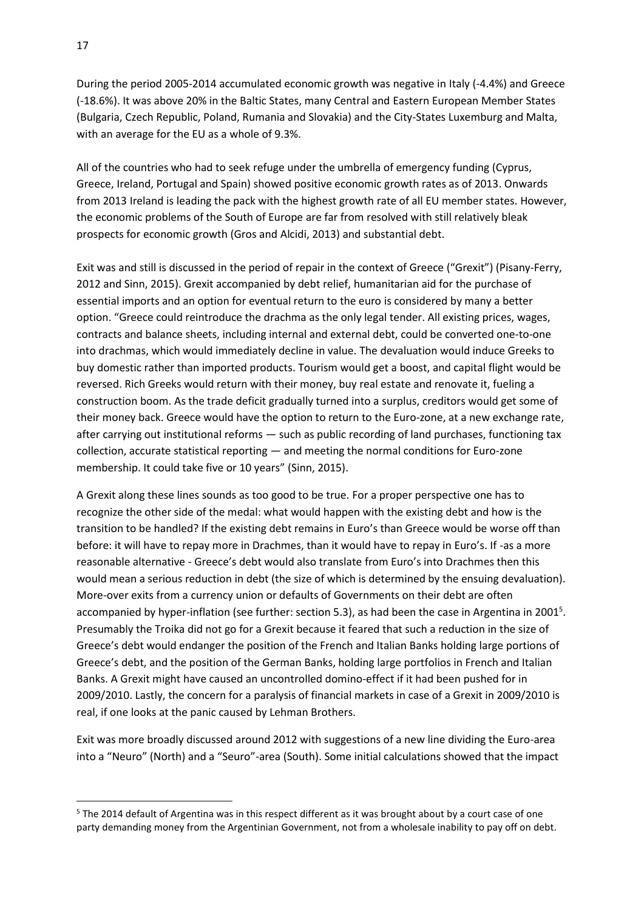During the period 2005-2014 accumulated economic growth was negative in Italy (-4.4%) and Greece (-18.6%). It was above 20% in the Baltic States, many Central and Eastern European Member States (Bulgaria, Czech Republic, Poland, Rumania and Slovakia) and the City-States Luxemburg and Malta, with an average for the EU as a whole of 9.3%.

All of the countries who had to seek refuge under the umbrella of emergency funding (Cyprus, Greece, Ireland, Portugal and Spain) showed positive economic growth rates as of 2013. Onwards from 2013 Ireland is leading the pack with the highest growth rate of all EU member states. However, the economic problems of the South of Europe are far from resolved with still relatively bleak prospects for economic growth (Gros and Alcidi, 2013) and substantial debt.

Exit was and still is discussed in the period of repair in the context of Greece ("Grexit") (Pisany-Ferry, 2012 and Sinn, 2015). Grexit accompanied by debt relief, humanitarian aid for the purchase of essential imports and an option for eventual return to the euro is considered by many a better option. "Greece could reintroduce the drachma as the only legal tender. All existing prices, wages, contracts and balance sheets, including internal and external debt, could be converted one-to-one into drachmas, which would immediately decline in value. The devaluation would induce Greeks to buy domestic rather than imported products. Tourism would get a boost, and capital flight would be reversed. Rich Greeks would return with their money, buy real estate and renovate it, fueling a construction boom. As the trade deficit gradually turned into a surplus, creditors would get some of their money back. Greece would have the option to return to the Euro-zone, at a new exchange rate, after carrying out institutional reforms — such as public recording of land purchases, functioning tax collection, accurate statistical reporting — and meeting the normal conditions for Euro-zone membership. It could take five or 10 years" (Sinn, 2015).

A Grexit along these lines sounds as too good to be true. For a proper perspective one has to recognize the other side of the medal: what would happen with the existing debt and how is the transition to be handled? If the existing debt remains in Euro's than Greece would be worse off than before: it will have to repay more in Drachmes, than it would have to repay in Euro's. If -as a more reasonable alternative - Greece's debt would also translate from Euro's into Drachmes then this would mean a serious reduction in debt (the size of which is determined by the ensuing devaluation). More-over exits from a currency union or defaults of Governments on their debt are often accompanied by hyper-inflation (see further: section 5.3), as had been the case in Argentina in 2001[5]. Presumably the Troika did not go for a Grexit because it feared that such a reduction in the size of Greece's debt would endanger the position of the French and Italian Banks holding large portions of Greece's debt, and the position of the German Banks, holding large portfolios in French and Italian Banks. A Grexit might have caused an uncontrolled domino-effect if it had been pushed for in 2009/2010. Lastly, the concern for a paralysis of financial markets in case of a Grexit in 2009/2010 is real, if one looks at the panic caused by Lehman Brothers.

Exit was more broadly discussed around 2012 with suggestions of a new line dividing the Euro-area into a "Neuro" (North) and a "Seuro"-area (South). Some initial calculations showed that the impact

[5] The 2014 default of Argentina was in this respect different as it was brought about by a court case of one party demanding money from the Argentinian Government, not from a wholesale inability to pay off on debt.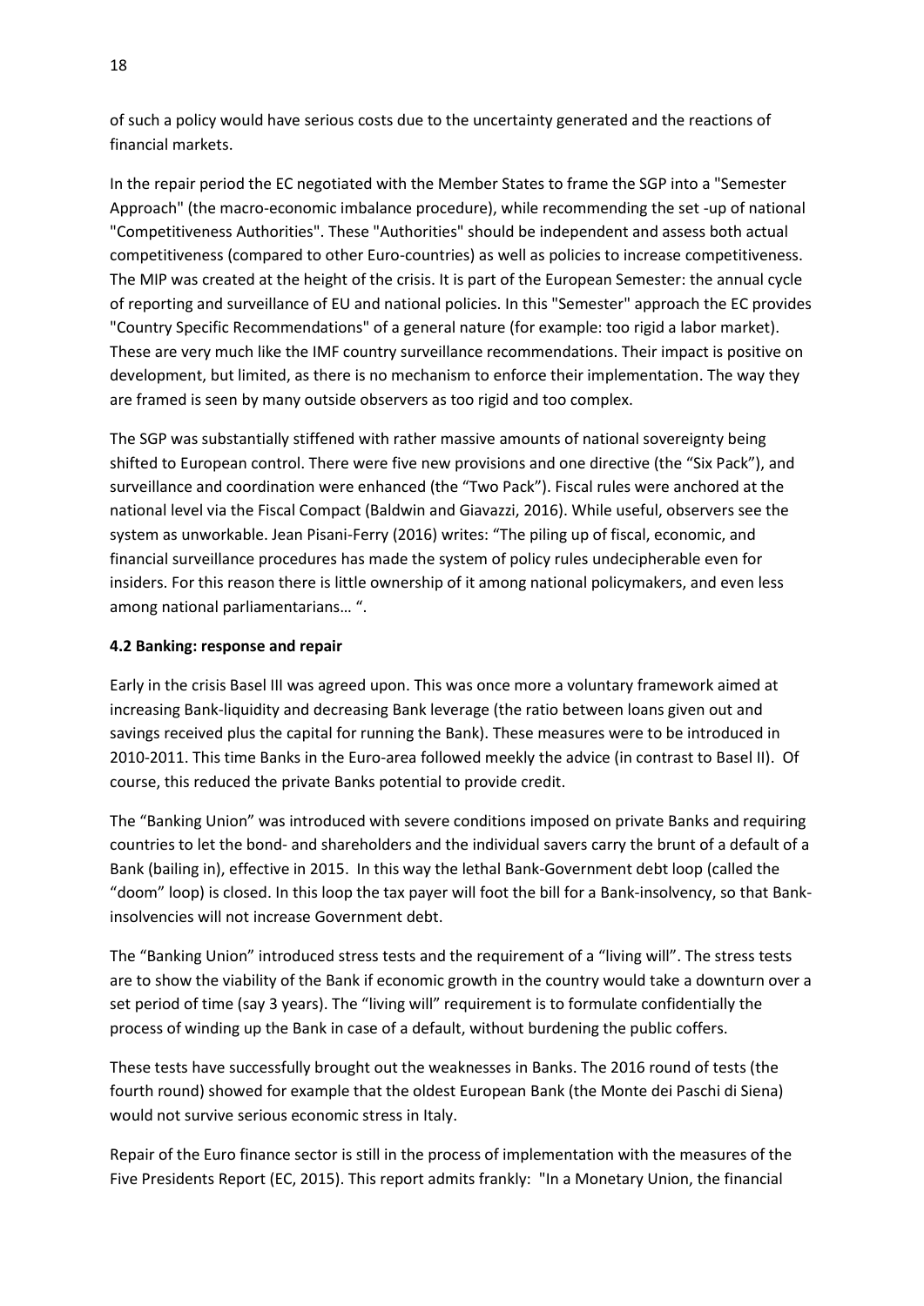of such a policy would have serious costs due to the uncertainty generated and the reactions of financial markets.

In the repair period the EC negotiated with the Member States to frame the SGP into a "Semester Approach" (the macro-economic imbalance procedure), while recommending the set -up of national "Competitiveness Authorities". These "Authorities" should be independent and assess both actual competitiveness (compared to other Euro-countries) as well as policies to increase competitiveness. The MIP was created at the height of the crisis. It is part of the European Semester: the annual cycle of reporting and surveillance of EU and national policies. In this "Semester" approach the EC provides "Country Specific Recommendations" of a general nature (for example: too rigid a labor market). These are very much like the IMF country surveillance recommendations. Their impact is positive on development, but limited, as there is no mechanism to enforce their implementation. The way they are framed is seen by many outside observers as too rigid and too complex.

The SGP was substantially stiffened with rather massive amounts of national sovereignty being shifted to European control. There were five new provisions and one directive (the "Six Pack"), and surveillance and coordination were enhanced (the "Two Pack"). Fiscal rules were anchored at the national level via the Fiscal Compact (Baldwin and Giavazzi, 2016). While useful, observers see the system as unworkable. Jean Pisani-Ferry (2016) writes: "The piling up of fiscal, economic, and financial surveillance procedures has made the system of policy rules undecipherable even for insiders. For this reason there is little ownership of it among national policymakers, and even less among national parliamentarians… ".

**4.2 Banking: response and repair**

Early in the crisis Basel III was agreed upon. This was once more a voluntary framework aimed at increasing Bank-liquidity and decreasing Bank leverage (the ratio between loans given out and savings received plus the capital for running the Bank). These measures were to be introduced in 2010-2011. This time Banks in the Euro-area followed meekly the advice (in contrast to Basel II). Of course, this reduced the private Banks potential to provide credit.

The "Banking Union" was introduced with severe conditions imposed on private Banks and requiring countries to let the bond- and shareholders and the individual savers carry the brunt of a default of a Bank (bailing in), effective in 2015. In this way the lethal Bank-Government debt loop (called the "doom" loop) is closed. In this loop the tax payer will foot the bill for a Bank-insolvency, so that Bank-insolvencies will not increase Government debt.

The "Banking Union" introduced stress tests and the requirement of a "living will". The stress tests are to show the viability of the Bank if economic growth in the country would take a downturn over a set period of time (say 3 years). The "living will" requirement is to formulate confidentially the process of winding up the Bank in case of a default, without burdening the public coffers.

These tests have successfully brought out the weaknesses in Banks. The 2016 round of tests (the fourth round) showed for example that the oldest European Bank (the Monte dei Paschi di Siena) would not survive serious economic stress in Italy.

Repair of the Euro finance sector is still in the process of implementation with the measures of the Five Presidents Report (EC, 2015). This report admits frankly: "In a Monetary Union, the financial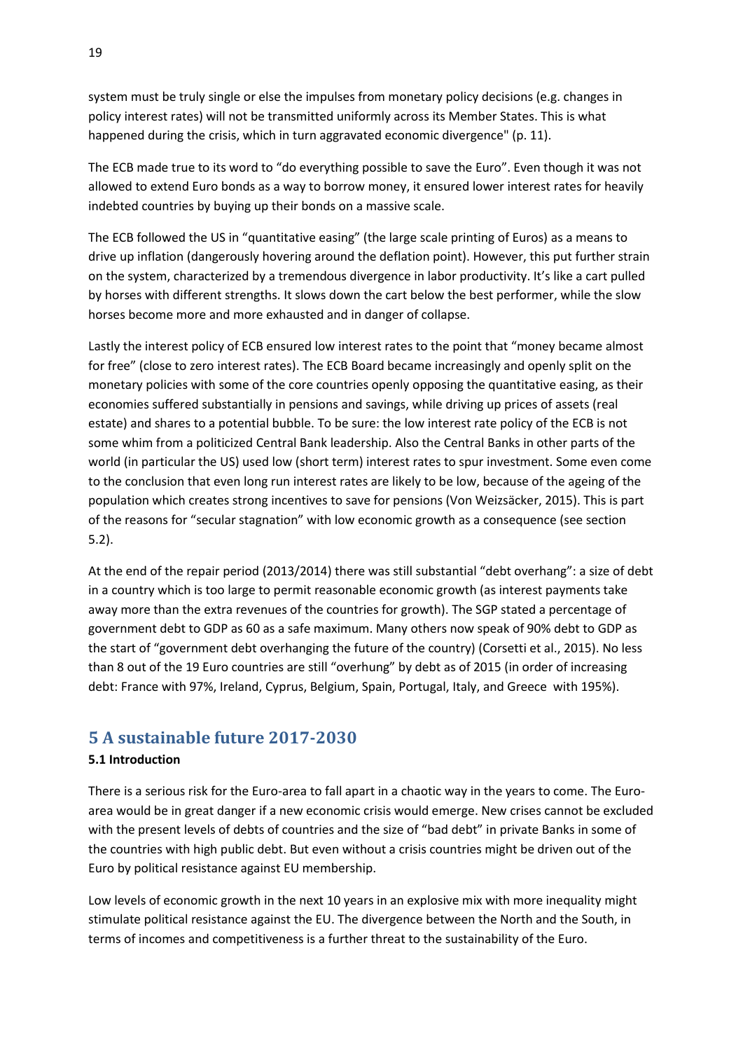system must be truly single or else the impulses from monetary policy decisions (e.g. changes in policy interest rates) will not be transmitted uniformly across its Member States. This is what happened during the crisis, which in turn aggravated economic divergence" (p. 11).

The ECB made true to its word to "do everything possible to save the Euro". Even though it was not allowed to extend Euro bonds as a way to borrow money, it ensured lower interest rates for heavily indebted countries by buying up their bonds on a massive scale.

The ECB followed the US in "quantitative easing" (the large scale printing of Euros) as a means to drive up inflation (dangerously hovering around the deflation point). However, this put further strain on the system, characterized by a tremendous divergence in labor productivity. It's like a cart pulled by horses with different strengths. It slows down the cart below the best performer, while the slow horses become more and more exhausted and in danger of collapse.

Lastly the interest policy of ECB ensured low interest rates to the point that "money became almost for free" (close to zero interest rates). The ECB Board became increasingly and openly split on the monetary policies with some of the core countries openly opposing the quantitative easing, as their economies suffered substantially in pensions and savings, while driving up prices of assets (real estate) and shares to a potential bubble. To be sure: the low interest rate policy of the ECB is not some whim from a politicized Central Bank leadership. Also the Central Banks in other parts of the world (in particular the US) used low (short term) interest rates to spur investment. Some even come to the conclusion that even long run interest rates are likely to be low, because of the ageing of the population which creates strong incentives to save for pensions (Von Weizsäcker, 2015). This is part of the reasons for "secular stagnation" with low economic growth as a consequence (see section 5.2).

At the end of the repair period (2013/2014) there was still substantial "debt overhang": a size of debt in a country which is too large to permit reasonable economic growth (as interest payments take away more than the extra revenues of the countries for growth). The SGP stated a percentage of government debt to GDP as 60 as a safe maximum. Many others now speak of 90% debt to GDP as the start of "government debt overhanging the future of the country) (Corsetti et al., 2015). No less than 8 out of the 19 Euro countries are still "overhung" by debt as of 2015 (in order of increasing debt: France with 97%, Ireland, Cyprus, Belgium, Spain, Portugal, Italy, and Greece with 195%).

# 5 A sustainable future 2017-2030

### 5.1 Introduction

There is a serious risk for the Euro-area to fall apart in a chaotic way in the years to come. The Euro-area would be in great danger if a new economic crisis would emerge. New crises cannot be excluded with the present levels of debts of countries and the size of "bad debt" in private Banks in some of the countries with high public debt. But even without a crisis countries might be driven out of the Euro by political resistance against EU membership.

Low levels of economic growth in the next 10 years in an explosive mix with more inequality might stimulate political resistance against the EU. The divergence between the North and the South, in terms of incomes and competitiveness is a further threat to the sustainability of the Euro.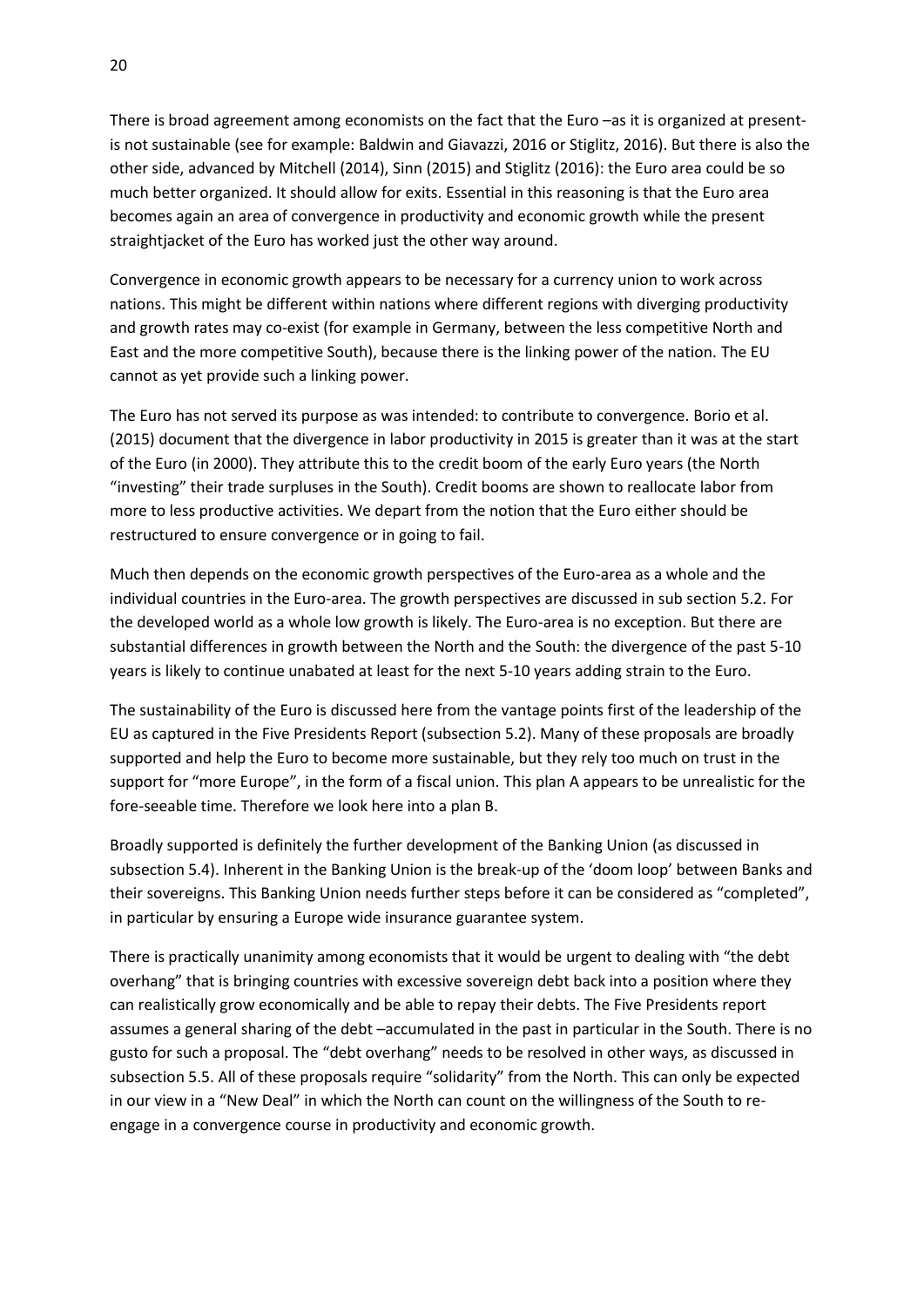There is broad agreement among economists on the fact that the Euro –as it is organized at present-is not sustainable (see for example: Baldwin and Giavazzi, 2016 or Stiglitz, 2016). But there is also the other side, advanced by Mitchell (2014), Sinn (2015) and Stiglitz (2016): the Euro area could be so much better organized. It should allow for exits. Essential in this reasoning is that the Euro area becomes again an area of convergence in productivity and economic growth while the present straightjacket of the Euro has worked just the other way around.

Convergence in economic growth appears to be necessary for a currency union to work across nations. This might be different within nations where different regions with diverging productivity and growth rates may co-exist (for example in Germany, between the less competitive North and East and the more competitive South), because there is the linking power of the nation. The EU cannot as yet provide such a linking power.

The Euro has not served its purpose as was intended: to contribute to convergence. Borio et al. (2015) document that the divergence in labor productivity in 2015 is greater than it was at the start of the Euro (in 2000). They attribute this to the credit boom of the early Euro years (the North "investing" their trade surpluses in the South). Credit booms are shown to reallocate labor from more to less productive activities. We depart from the notion that the Euro either should be restructured to ensure convergence or in going to fail.

Much then depends on the economic growth perspectives of the Euro-area as a whole and the individual countries in the Euro-area. The growth perspectives are discussed in sub section 5.2. For the developed world as a whole low growth is likely. The Euro-area is no exception. But there are substantial differences in growth between the North and the South: the divergence of the past 5-10 years is likely to continue unabated at least for the next 5-10 years adding strain to the Euro.

The sustainability of the Euro is discussed here from the vantage points first of the leadership of the EU as captured in the Five Presidents Report (subsection 5.2). Many of these proposals are broadly supported and help the Euro to become more sustainable, but they rely too much on trust in the support for "more Europe", in the form of a fiscal union. This plan A appears to be unrealistic for the fore-seeable time. Therefore we look here into a plan B.

Broadly supported is definitely the further development of the Banking Union (as discussed in subsection 5.4). Inherent in the Banking Union is the break-up of the 'doom loop' between Banks and their sovereigns. This Banking Union needs further steps before it can be considered as "completed", in particular by ensuring a Europe wide insurance guarantee system.

There is practically unanimity among economists that it would be urgent to dealing with "the debt overhang" that is bringing countries with excessive sovereign debt back into a position where they can realistically grow economically and be able to repay their debts. The Five Presidents report assumes a general sharing of the debt –accumulated in the past in particular in the South. There is no gusto for such a proposal. The "debt overhang" needs to be resolved in other ways, as discussed in subsection 5.5. All of these proposals require "solidarity" from the North. This can only be expected in our view in a "New Deal" in which the North can count on the willingness of the South to re-engage in a convergence course in productivity and economic growth.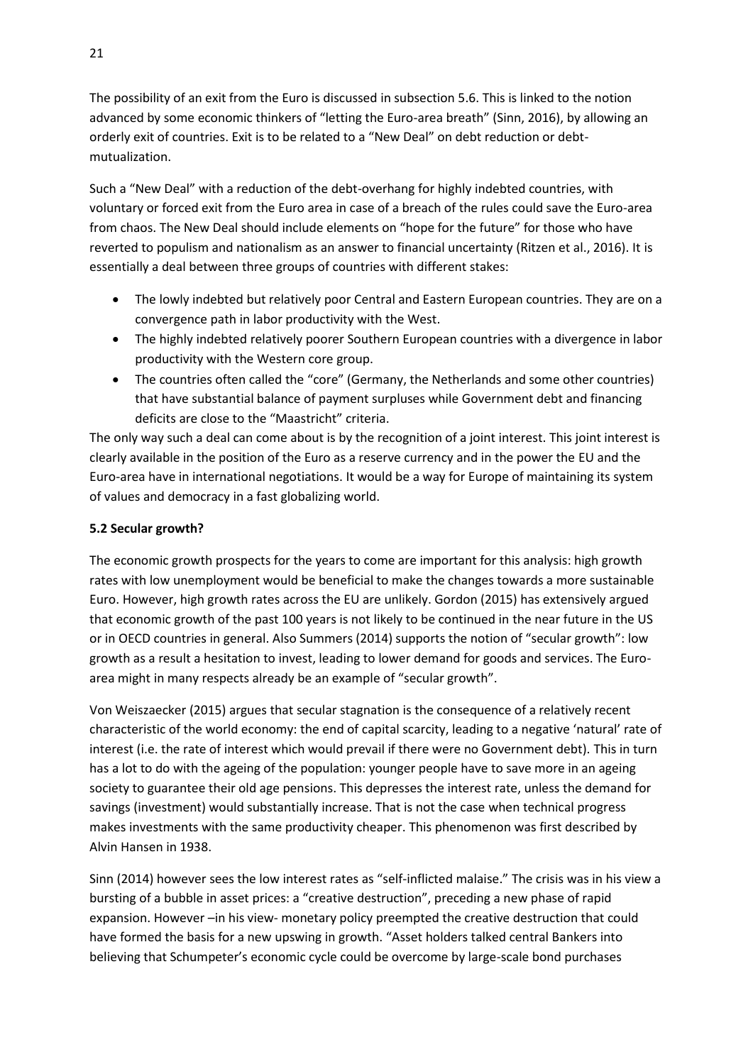The possibility of an exit from the Euro is discussed in subsection 5.6. This is linked to the notion advanced by some economic thinkers of "letting the Euro-area breath" (Sinn, 2016), by allowing an orderly exit of countries. Exit is to be related to a "New Deal" on debt reduction or debt-mutualization.

Such a "New Deal" with a reduction of the debt-overhang for highly indebted countries, with voluntary or forced exit from the Euro area in case of a breach of the rules could save the Euro-area from chaos. The New Deal should include elements on "hope for the future" for those who have reverted to populism and nationalism as an answer to financial uncertainty (Ritzen et al., 2016). It is essentially a deal between three groups of countries with different stakes:

- The lowly indebted but relatively poor Central and Eastern European countries. They are on a convergence path in labor productivity with the West.
- The highly indebted relatively poorer Southern European countries with a divergence in labor productivity with the Western core group.
- The countries often called the "core" (Germany, the Netherlands and some other countries) that have substantial balance of payment surpluses while Government debt and financing deficits are close to the "Maastricht" criteria.

The only way such a deal can come about is by the recognition of a joint interest. This joint interest is clearly available in the position of the Euro as a reserve currency and in the power the EU and the Euro-area have in international negotiations. It would be a way for Europe of maintaining its system of values and democracy in a fast globalizing world.

### 5.2 Secular growth?

The economic growth prospects for the years to come are important for this analysis: high growth rates with low unemployment would be beneficial to make the changes towards a more sustainable Euro. However, high growth rates across the EU are unlikely. Gordon (2015) has extensively argued that economic growth of the past 100 years is not likely to be continued in the near future in the US or in OECD countries in general. Also Summers (2014) supports the notion of "secular growth": low growth as a result a hesitation to invest, leading to lower demand for goods and services. The Euro-area might in many respects already be an example of "secular growth".

Von Weiszaecker (2015) argues that secular stagnation is the consequence of a relatively recent characteristic of the world economy: the end of capital scarcity, leading to a negative 'natural' rate of interest (i.e. the rate of interest which would prevail if there were no Government debt). This in turn has a lot to do with the ageing of the population: younger people have to save more in an ageing society to guarantee their old age pensions. This depresses the interest rate, unless the demand for savings (investment) would substantially increase. That is not the case when technical progress makes investments with the same productivity cheaper. This phenomenon was first described by Alvin Hansen in 1938.

Sinn (2014) however sees the low interest rates as "self-inflicted malaise." The crisis was in his view a bursting of a bubble in asset prices: a "creative destruction", preceding a new phase of rapid expansion. However –in his view- monetary policy preempted the creative destruction that could have formed the basis for a new upswing in growth. "Asset holders talked central Bankers into believing that Schumpeter's economic cycle could be overcome by large-scale bond purchases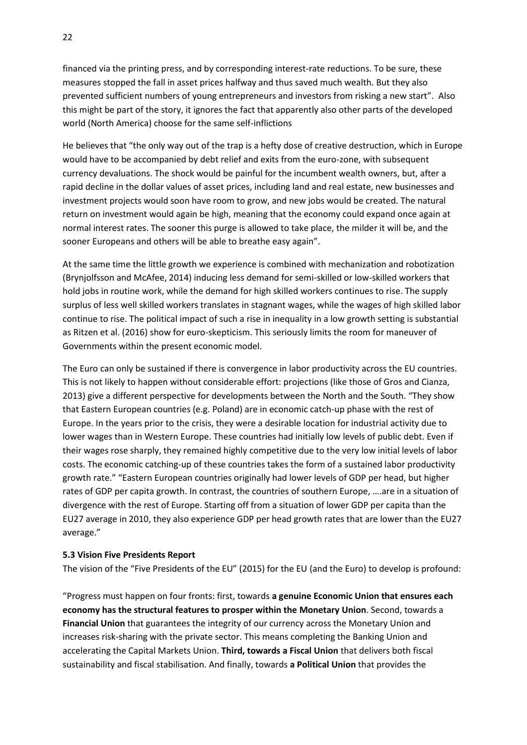financed via the printing press, and by corresponding interest-rate reductions. To be sure, these measures stopped the fall in asset prices halfway and thus saved much wealth. But they also prevented sufficient numbers of young entrepreneurs and investors from risking a new start". Also this might be part of the story, it ignores the fact that apparently also other parts of the developed world (North America) choose for the same self-inflictions

He believes that "the only way out of the trap is a hefty dose of creative destruction, which in Europe would have to be accompanied by debt relief and exits from the euro-zone, with subsequent currency devaluations. The shock would be painful for the incumbent wealth owners, but, after a rapid decline in the dollar values of asset prices, including land and real estate, new businesses and investment projects would soon have room to grow, and new jobs would be created. The natural return on investment would again be high, meaning that the economy could expand once again at normal interest rates. The sooner this purge is allowed to take place, the milder it will be, and the sooner Europeans and others will be able to breathe easy again".

At the same time the little growth we experience is combined with mechanization and robotization (Brynjolfsson and McAfee, 2014) inducing less demand for semi-skilled or low-skilled workers that hold jobs in routine work, while the demand for high skilled workers continues to rise. The supply surplus of less well skilled workers translates in stagnant wages, while the wages of high skilled labor continue to rise. The political impact of such a rise in inequality in a low growth setting is substantial as Ritzen et al. (2016) show for euro-skepticism. This seriously limits the room for maneuver of Governments within the present economic model.

The Euro can only be sustained if there is convergence in labor productivity across the EU countries. This is not likely to happen without considerable effort: projections (like those of Gros and Cianza, 2013) give a different perspective for developments between the North and the South. "They show that Eastern European countries (e.g. Poland) are in economic catch-up phase with the rest of Europe. In the years prior to the crisis, they were a desirable location for industrial activity due to lower wages than in Western Europe. These countries had initially low levels of public debt. Even if their wages rose sharply, they remained highly competitive due to the very low initial levels of labor costs. The economic catching-up of these countries takes the form of a sustained labor productivity growth rate." "Eastern European countries originally had lower levels of GDP per head, but higher rates of GDP per capita growth. In contrast, the countries of southern Europe, ….are in a situation of divergence with the rest of Europe. Starting off from a situation of lower GDP per capita than the EU27 average in 2010, they also experience GDP per head growth rates that are lower than the EU27 average."

### 5.3 Vision Five Presidents Report

The vision of the "Five Presidents of the EU" (2015) for the EU (and the Euro) to develop is profound:

"Progress must happen on four fronts: first, towards **a genuine Economic Union that ensures each economy has the structural features to prosper within the Monetary Union**. Second, towards a **Financial Union** that guarantees the integrity of our currency across the Monetary Union and increases risk-sharing with the private sector. This means completing the Banking Union and accelerating the Capital Markets Union. **Third, towards a Fiscal Union** that delivers both fiscal sustainability and fiscal stabilisation. And finally, towards **a Political Union** that provides the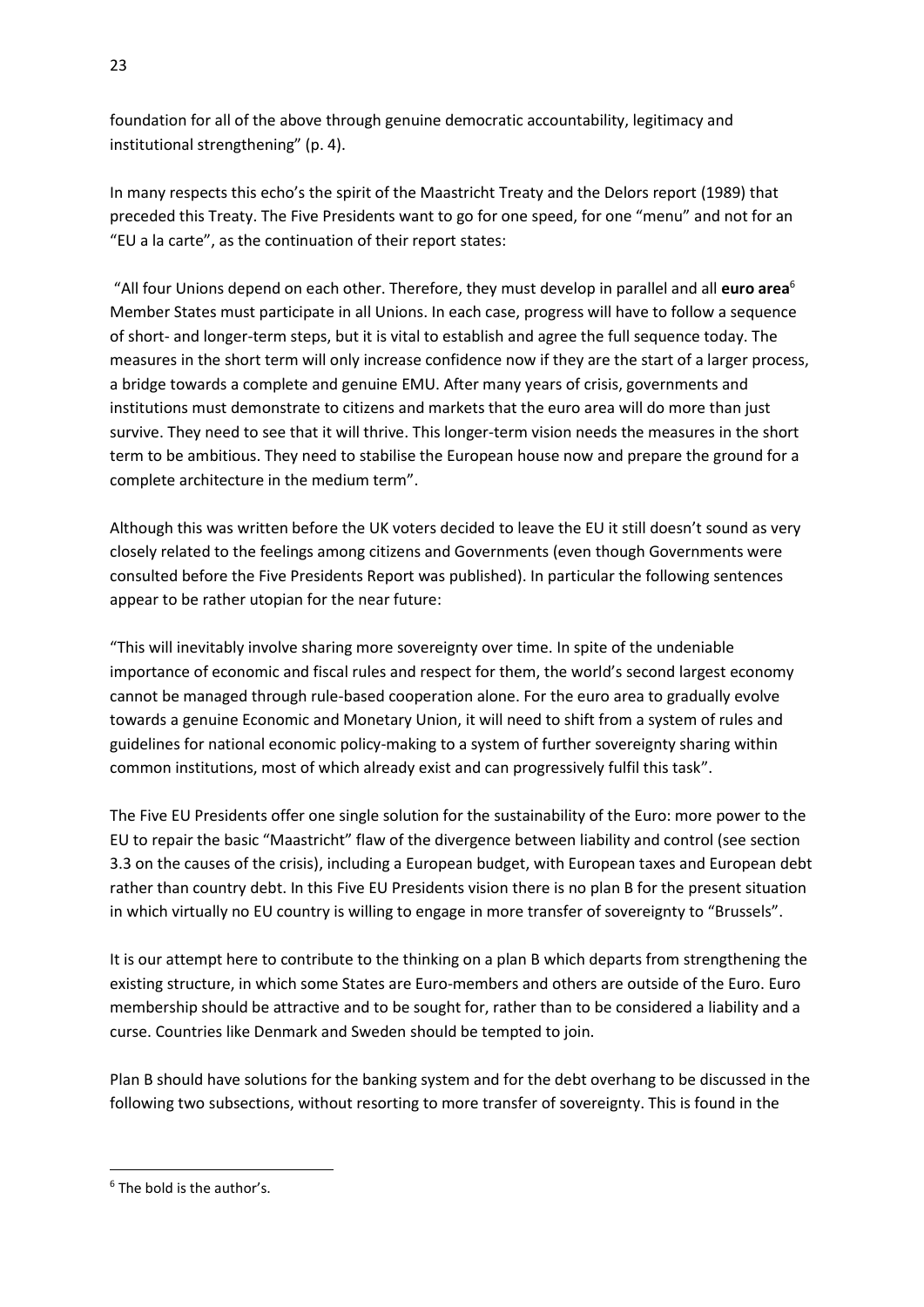foundation for all of the above through genuine democratic accountability, legitimacy and institutional strengthening" (p. 4).

In many respects this echo's the spirit of the Maastricht Treaty and the Delors report (1989) that preceded this Treaty. The Five Presidents want to go for one speed, for one "menu" and not for an "EU a la carte", as the continuation of their report states:

"All four Unions depend on each other. Therefore, they must develop in parallel and all **euro area**[6] Member States must participate in all Unions. In each case, progress will have to follow a sequence of short- and longer-term steps, but it is vital to establish and agree the full sequence today. The measures in the short term will only increase confidence now if they are the start of a larger process, a bridge towards a complete and genuine EMU. After many years of crisis, governments and institutions must demonstrate to citizens and markets that the euro area will do more than just survive. They need to see that it will thrive. This longer-term vision needs the measures in the short term to be ambitious. They need to stabilise the European house now and prepare the ground for a complete architecture in the medium term".

Although this was written before the UK voters decided to leave the EU it still doesn't sound as very closely related to the feelings among citizens and Governments (even though Governments were consulted before the Five Presidents Report was published). In particular the following sentences appear to be rather utopian for the near future:

"This will inevitably involve sharing more sovereignty over time. In spite of the undeniable importance of economic and fiscal rules and respect for them, the world's second largest economy cannot be managed through rule-based cooperation alone. For the euro area to gradually evolve towards a genuine Economic and Monetary Union, it will need to shift from a system of rules and guidelines for national economic policy-making to a system of further sovereignty sharing within common institutions, most of which already exist and can progressively fulfil this task".

The Five EU Presidents offer one single solution for the sustainability of the Euro: more power to the EU to repair the basic "Maastricht" flaw of the divergence between liability and control (see section 3.3 on the causes of the crisis), including a European budget, with European taxes and European debt rather than country debt. In this Five EU Presidents vision there is no plan B for the present situation in which virtually no EU country is willing to engage in more transfer of sovereignty to "Brussels".

It is our attempt here to contribute to the thinking on a plan B which departs from strengthening the existing structure, in which some States are Euro-members and others are outside of the Euro. Euro membership should be attractive and to be sought for, rather than to be considered a liability and a curse. Countries like Denmark and Sweden should be tempted to join.

Plan B should have solutions for the banking system and for the debt overhang to be discussed in the following two subsections, without resorting to more transfer of sovereignty. This is found in the

[6] The bold is the author's.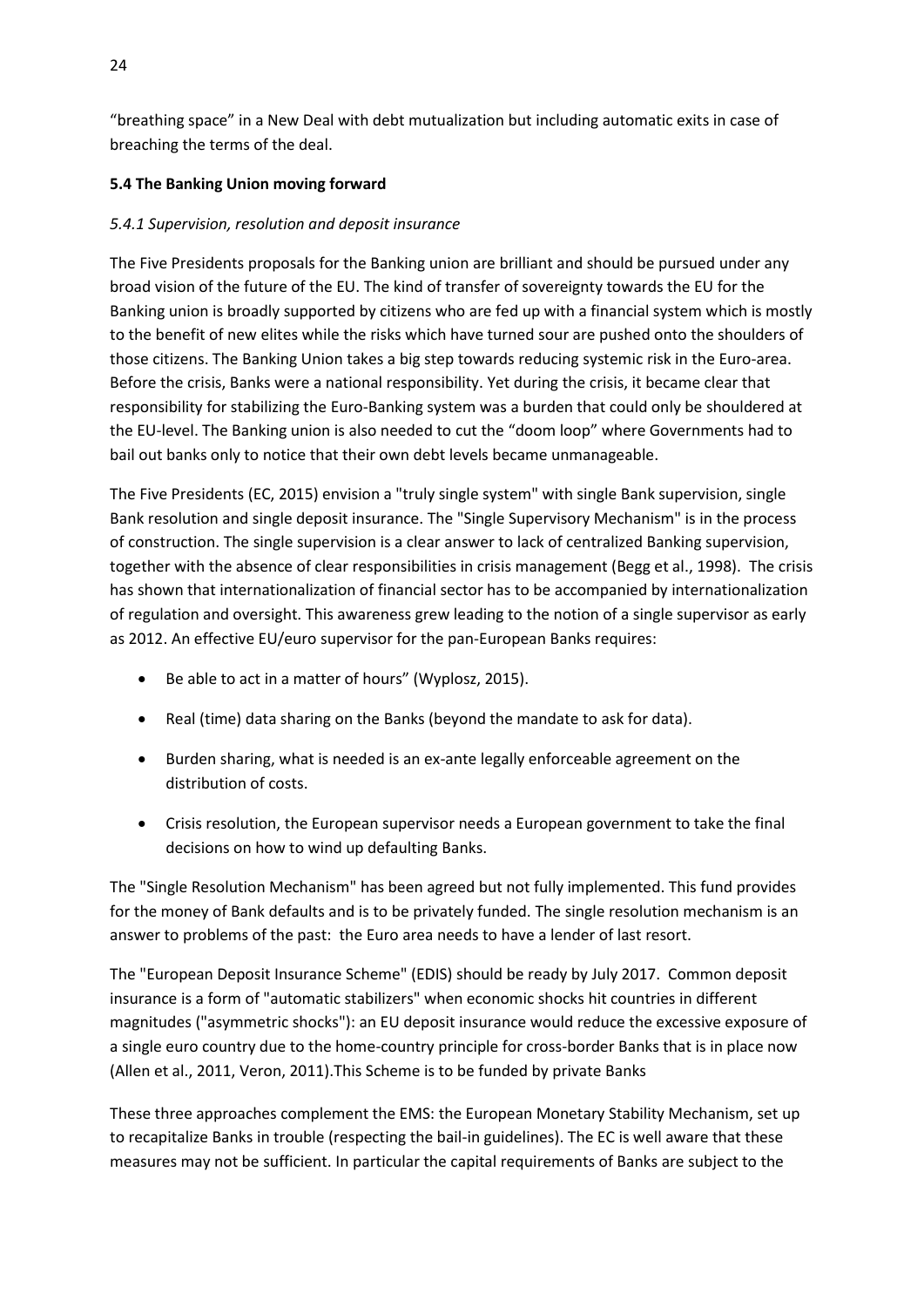"breathing space" in a New Deal with debt mutualization but including automatic exits in case of breaching the terms of the deal.

### 5.4 The Banking Union moving forward

#### *5.4.1 Supervision, resolution and deposit insurance*

The Five Presidents proposals for the Banking union are brilliant and should be pursued under any broad vision of the future of the EU. The kind of transfer of sovereignty towards the EU for the Banking union is broadly supported by citizens who are fed up with a financial system which is mostly to the benefit of new elites while the risks which have turned sour are pushed onto the shoulders of those citizens. The Banking Union takes a big step towards reducing systemic risk in the Euro-area. Before the crisis, Banks were a national responsibility. Yet during the crisis, it became clear that responsibility for stabilizing the Euro-Banking system was a burden that could only be shouldered at the EU-level. The Banking union is also needed to cut the "doom loop" where Governments had to bail out banks only to notice that their own debt levels became unmanageable.

The Five Presidents (EC, 2015) envision a "truly single system" with single Bank supervision, single Bank resolution and single deposit insurance. The "Single Supervisory Mechanism" is in the process of construction. The single supervision is a clear answer to lack of centralized Banking supervision, together with the absence of clear responsibilities in crisis management (Begg et al., 1998). The crisis has shown that internationalization of financial sector has to be accompanied by internationalization of regulation and oversight. This awareness grew leading to the notion of a single supervisor as early as 2012. An effective EU/euro supervisor for the pan-European Banks requires:

- Be able to act in a matter of hours" (Wyplosz, 2015).
- Real (time) data sharing on the Banks (beyond the mandate to ask for data).
- Burden sharing, what is needed is an ex-ante legally enforceable agreement on the distribution of costs.
- Crisis resolution, the European supervisor needs a European government to take the final decisions on how to wind up defaulting Banks.

The "Single Resolution Mechanism" has been agreed but not fully implemented. This fund provides for the money of Bank defaults and is to be privately funded. The single resolution mechanism is an answer to problems of the past: the Euro area needs to have a lender of last resort.

The "European Deposit Insurance Scheme" (EDIS) should be ready by July 2017. Common deposit insurance is a form of "automatic stabilizers" when economic shocks hit countries in different magnitudes ("asymmetric shocks"): an EU deposit insurance would reduce the excessive exposure of a single euro country due to the home-country principle for cross-border Banks that is in place now (Allen et al., 2011, Veron, 2011).This Scheme is to be funded by private Banks

These three approaches complement the EMS: the European Monetary Stability Mechanism, set up to recapitalize Banks in trouble (respecting the bail-in guidelines). The EC is well aware that these measures may not be sufficient. In particular the capital requirements of Banks are subject to the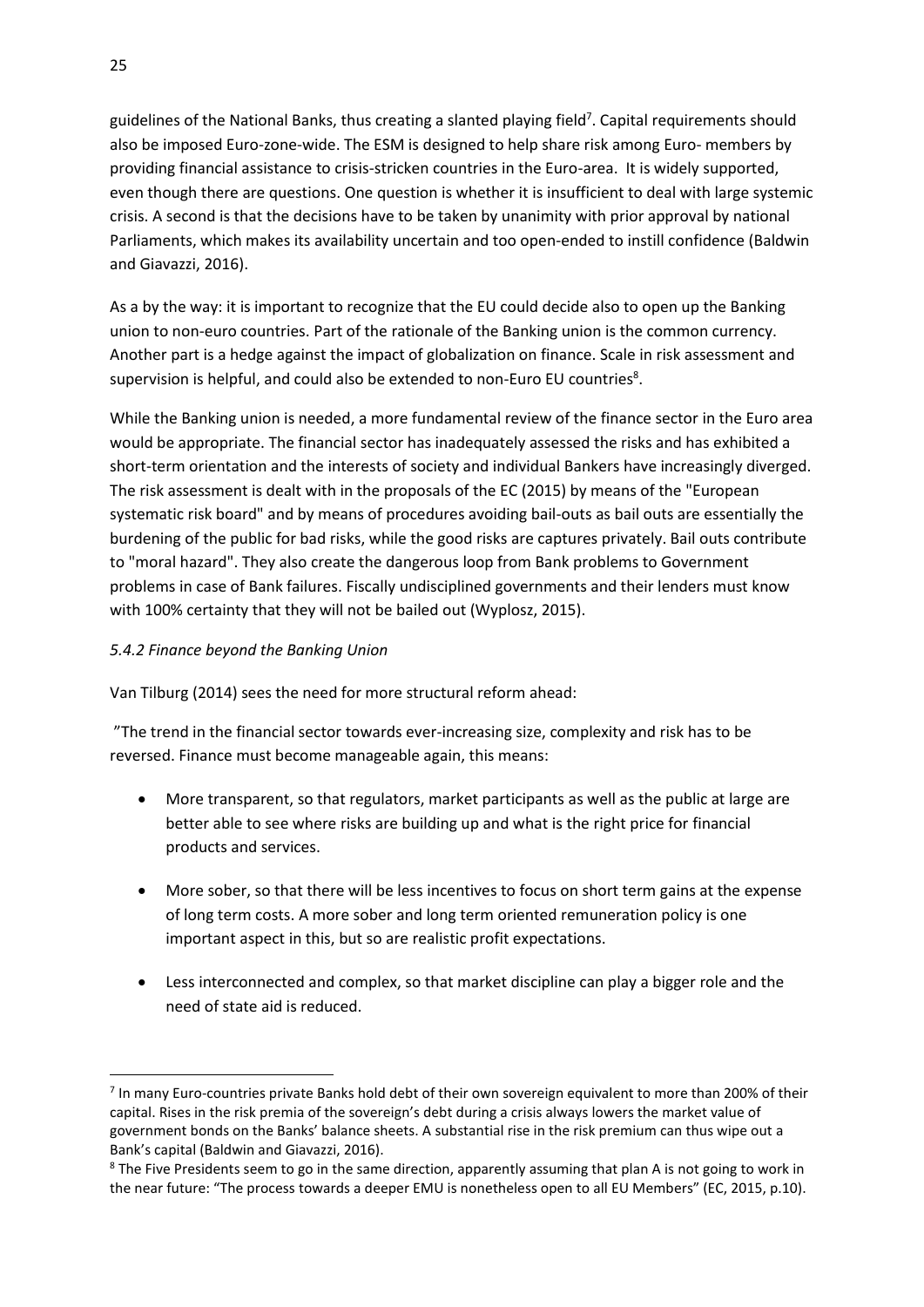guidelines of the National Banks, thus creating a slanted playing field[7]. Capital requirements should also be imposed Euro-zone-wide. The ESM is designed to help share risk among Euro- members by providing financial assistance to crisis-stricken countries in the Euro-area. It is widely supported, even though there are questions. One question is whether it is insufficient to deal with large systemic crisis. A second is that the decisions have to be taken by unanimity with prior approval by national Parliaments, which makes its availability uncertain and too open-ended to instill confidence (Baldwin and Giavazzi, 2016).

As a by the way: it is important to recognize that the EU could decide also to open up the Banking union to non-euro countries. Part of the rationale of the Banking union is the common currency. Another part is a hedge against the impact of globalization on finance. Scale in risk assessment and supervision is helpful, and could also be extended to non-Euro EU countries[8].

While the Banking union is needed, a more fundamental review of the finance sector in the Euro area would be appropriate. The financial sector has inadequately assessed the risks and has exhibited a short-term orientation and the interests of society and individual Bankers have increasingly diverged. The risk assessment is dealt with in the proposals of the EC (2015) by means of the "European systematic risk board" and by means of procedures avoiding bail-outs as bail outs are essentially the burdening of the public for bad risks, while the good risks are captures privately. Bail outs contribute to "moral hazard". They also create the dangerous loop from Bank problems to Government problems in case of Bank failures. Fiscally undisciplined governments and their lenders must know with 100% certainty that they will not be bailed out (Wyplosz, 2015).

### *5.4.2 Finance beyond the Banking Union*

Van Tilburg (2014) sees the need for more structural reform ahead:

”The trend in the financial sector towards ever-increasing size, complexity and risk has to be reversed. Finance must become manageable again, this means:

- More transparent, so that regulators, market participants as well as the public at large are better able to see where risks are building up and what is the right price for financial products and services.
- More sober, so that there will be less incentives to focus on short term gains at the expense of long term costs. A more sober and long term oriented remuneration policy is one important aspect in this, but so are realistic profit expectations.
- Less interconnected and complex, so that market discipline can play a bigger role and the need of state aid is reduced.

---

[7] In many Euro-countries private Banks hold debt of their own sovereign equivalent to more than 200% of their capital. Rises in the risk premia of the sovereign's debt during a crisis always lowers the market value of government bonds on the Banks' balance sheets. A substantial rise in the risk premium can thus wipe out a Bank's capital (Baldwin and Giavazzi, 2016).

[8] The Five Presidents seem to go in the same direction, apparently assuming that plan A is not going to work in the near future: "The process towards a deeper EMU is nonetheless open to all EU Members" (EC, 2015, p.10).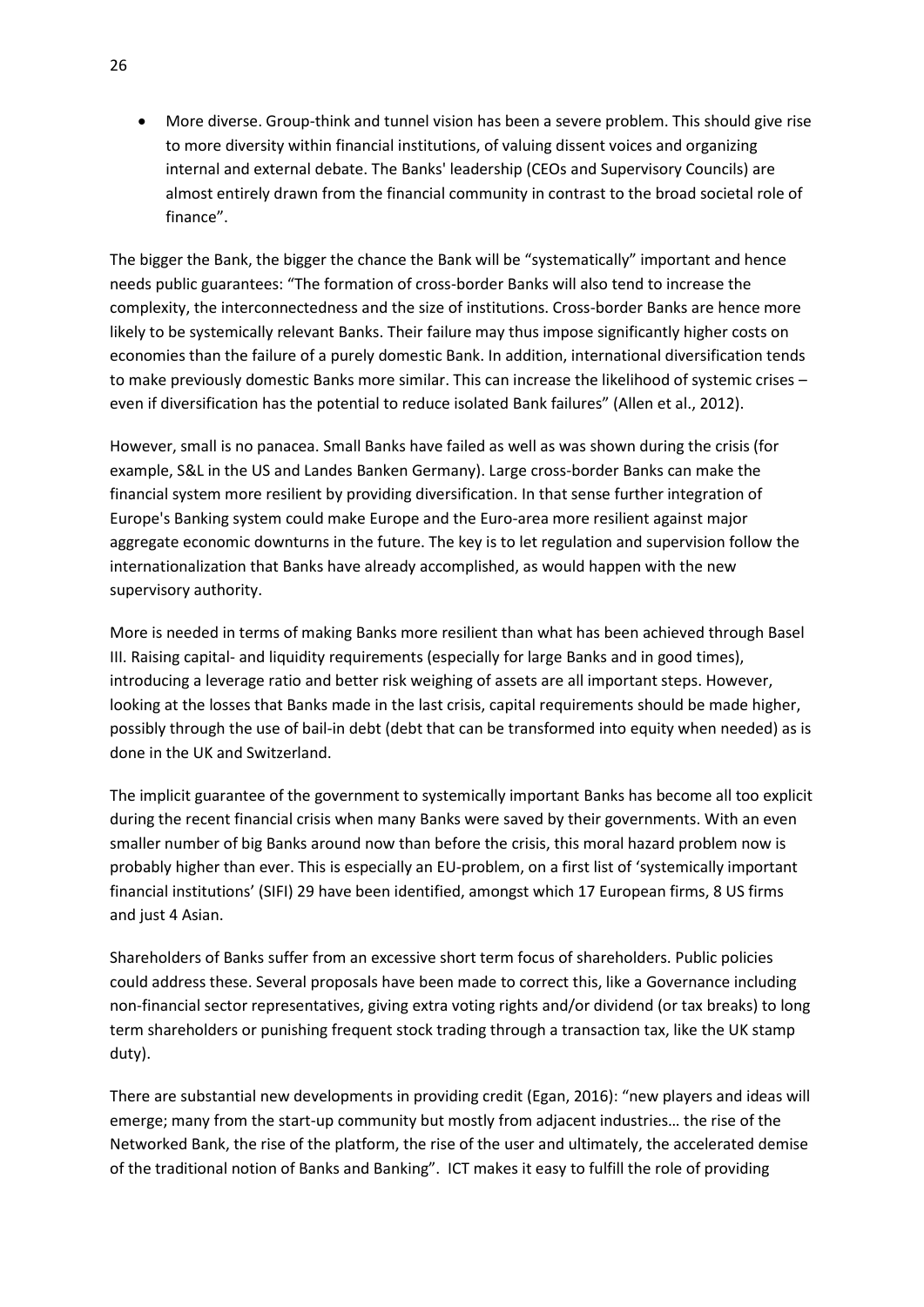- More diverse. Group-think and tunnel vision has been a severe problem. This should give rise to more diversity within financial institutions, of valuing dissent voices and organizing internal and external debate. The Banks' leadership (CEOs and Supervisory Councils) are almost entirely drawn from the financial community in contrast to the broad societal role of finance".

The bigger the Bank, the bigger the chance the Bank will be "systematically" important and hence needs public guarantees: "The formation of cross-border Banks will also tend to increase the complexity, the interconnectedness and the size of institutions. Cross-border Banks are hence more likely to be systemically relevant Banks. Their failure may thus impose significantly higher costs on economies than the failure of a purely domestic Bank. In addition, international diversification tends to make previously domestic Banks more similar. This can increase the likelihood of systemic crises – even if diversification has the potential to reduce isolated Bank failures" (Allen et al., 2012).

However, small is no panacea. Small Banks have failed as well as was shown during the crisis (for example, S&L in the US and Landes Banken Germany). Large cross-border Banks can make the financial system more resilient by providing diversification. In that sense further integration of Europe's Banking system could make Europe and the Euro-area more resilient against major aggregate economic downturns in the future. The key is to let regulation and supervision follow the internationalization that Banks have already accomplished, as would happen with the new supervisory authority.

More is needed in terms of making Banks more resilient than what has been achieved through Basel III. Raising capital- and liquidity requirements (especially for large Banks and in good times), introducing a leverage ratio and better risk weighing of assets are all important steps. However, looking at the losses that Banks made in the last crisis, capital requirements should be made higher, possibly through the use of bail-in debt (debt that can be transformed into equity when needed) as is done in the UK and Switzerland.

The implicit guarantee of the government to systemically important Banks has become all too explicit during the recent financial crisis when many Banks were saved by their governments. With an even smaller number of big Banks around now than before the crisis, this moral hazard problem now is probably higher than ever. This is especially an EU-problem, on a first list of 'systemically important financial institutions' (SIFI) 29 have been identified, amongst which 17 European firms, 8 US firms and just 4 Asian.

Shareholders of Banks suffer from an excessive short term focus of shareholders. Public policies could address these. Several proposals have been made to correct this, like a Governance including non-financial sector representatives, giving extra voting rights and/or dividend (or tax breaks) to long term shareholders or punishing frequent stock trading through a transaction tax, like the UK stamp duty).

There are substantial new developments in providing credit (Egan, 2016): "new players and ideas will emerge; many from the start-up community but mostly from adjacent industries… the rise of the Networked Bank, the rise of the platform, the rise of the user and ultimately, the accelerated demise of the traditional notion of Banks and Banking". ICT makes it easy to fulfill the role of providing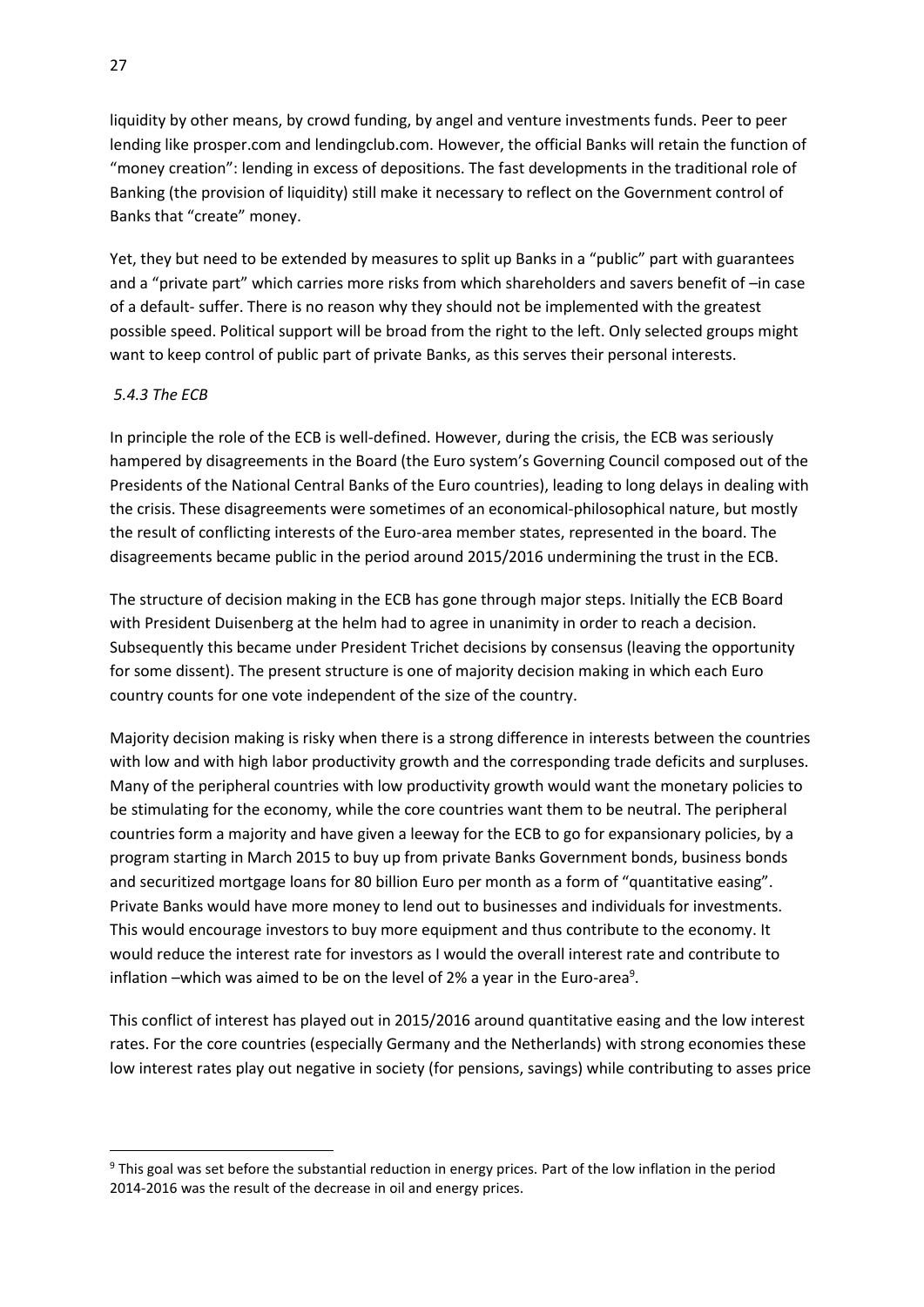liquidity by other means, by crowd funding, by angel and venture investments funds. Peer to peer lending like prosper.com and lendingclub.com. However, the official Banks will retain the function of "money creation": lending in excess of depositions. The fast developments in the traditional role of Banking (the provision of liquidity) still make it necessary to reflect on the Government control of Banks that "create" money.

Yet, they but need to be extended by measures to split up Banks in a "public" part with guarantees and a "private part" which carries more risks from which shareholders and savers benefit of –in case of a default- suffer. There is no reason why they should not be implemented with the greatest possible speed. Political support will be broad from the right to the left. Only selected groups might want to keep control of public part of private Banks, as this serves their personal interests.

### *5.4.3 The ECB*

In principle the role of the ECB is well-defined. However, during the crisis, the ECB was seriously hampered by disagreements in the Board (the Euro system's Governing Council composed out of the Presidents of the National Central Banks of the Euro countries), leading to long delays in dealing with the crisis. These disagreements were sometimes of an economical-philosophical nature, but mostly the result of conflicting interests of the Euro-area member states, represented in the board. The disagreements became public in the period around 2015/2016 undermining the trust in the ECB.

The structure of decision making in the ECB has gone through major steps. Initially the ECB Board with President Duisenberg at the helm had to agree in unanimity in order to reach a decision. Subsequently this became under President Trichet decisions by consensus (leaving the opportunity for some dissent). The present structure is one of majority decision making in which each Euro country counts for one vote independent of the size of the country.

Majority decision making is risky when there is a strong difference in interests between the countries with low and with high labor productivity growth and the corresponding trade deficits and surpluses. Many of the peripheral countries with low productivity growth would want the monetary policies to be stimulating for the economy, while the core countries want them to be neutral. The peripheral countries form a majority and have given a leeway for the ECB to go for expansionary policies, by a program starting in March 2015 to buy up from private Banks Government bonds, business bonds and securitized mortgage loans for 80 billion Euro per month as a form of "quantitative easing". Private Banks would have more money to lend out to businesses and individuals for investments. This would encourage investors to buy more equipment and thus contribute to the economy. It would reduce the interest rate for investors as I would the overall interest rate and contribute to inflation –which was aimed to be on the level of 2% a year in the Euro-area[9].

This conflict of interest has played out in 2015/2016 around quantitative easing and the low interest rates. For the core countries (especially Germany and the Netherlands) with strong economies these low interest rates play out negative in society (for pensions, savings) while contributing to asses price

---

[9] This goal was set before the substantial reduction in energy prices. Part of the low inflation in the period 2014-2016 was the result of the decrease in oil and energy prices.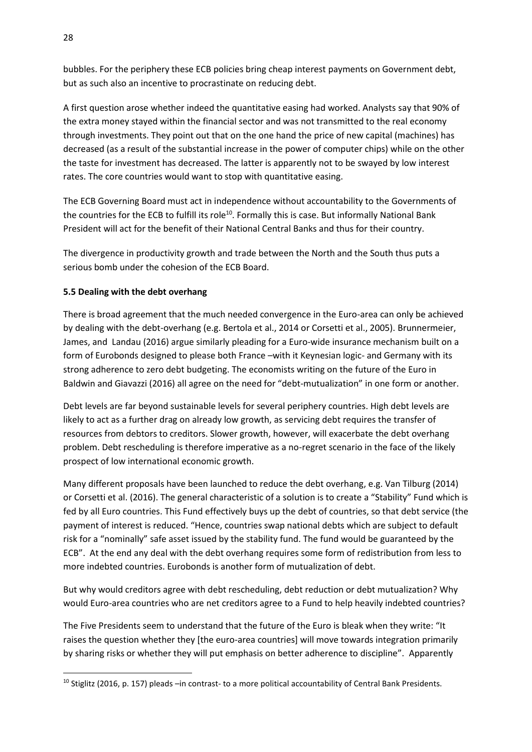bubbles. For the periphery these ECB policies bring cheap interest payments on Government debt, but as such also an incentive to procrastinate on reducing debt.

A first question arose whether indeed the quantitative easing had worked. Analysts say that 90% of the extra money stayed within the financial sector and was not transmitted to the real economy through investments. They point out that on the one hand the price of new capital (machines) has decreased (as a result of the substantial increase in the power of computer chips) while on the other the taste for investment has decreased. The latter is apparently not to be swayed by low interest rates. The core countries would want to stop with quantitative easing.

The ECB Governing Board must act in independence without accountability to the Governments of the countries for the ECB to fulfill its role[10]. Formally this is case. But informally National Bank President will act for the benefit of their National Central Banks and thus for their country.

The divergence in productivity growth and trade between the North and the South thus puts a serious bomb under the cohesion of the ECB Board.

**5.5 Dealing with the debt overhang**

There is broad agreement that the much needed convergence in the Euro-area can only be achieved by dealing with the debt-overhang (e.g. Bertola et al., 2014 or Corsetti et al., 2005). Brunnermeier, James, and Landau (2016) argue similarly pleading for a Euro-wide insurance mechanism built on a form of Eurobonds designed to please both France –with it Keynesian logic- and Germany with its strong adherence to zero debt budgeting. The economists writing on the future of the Euro in Baldwin and Giavazzi (2016) all agree on the need for "debt-mutualization" in one form or another.

Debt levels are far beyond sustainable levels for several periphery countries. High debt levels are likely to act as a further drag on already low growth, as servicing debt requires the transfer of resources from debtors to creditors. Slower growth, however, will exacerbate the debt overhang problem. Debt rescheduling is therefore imperative as a no-regret scenario in the face of the likely prospect of low international economic growth.

Many different proposals have been launched to reduce the debt overhang, e.g. Van Tilburg (2014) or Corsetti et al. (2016). The general characteristic of a solution is to create a "Stability" Fund which is fed by all Euro countries. This Fund effectively buys up the debt of countries, so that debt service (the payment of interest is reduced. "Hence, countries swap national debts which are subject to default risk for a "nominally" safe asset issued by the stability fund. The fund would be guaranteed by the ECB". At the end any deal with the debt overhang requires some form of redistribution from less to more indebted countries. Eurobonds is another form of mutualization of debt.

But why would creditors agree with debt rescheduling, debt reduction or debt mutualization? Why would Euro-area countries who are net creditors agree to a Fund to help heavily indebted countries?

The Five Presidents seem to understand that the future of the Euro is bleak when they write: "It raises the question whether they [the euro-area countries] will move towards integration primarily by sharing risks or whether they will put emphasis on better adherence to discipline". Apparently

---

[10] Stiglitz (2016, p. 157) pleads –in contrast- to a more political accountability of Central Bank Presidents.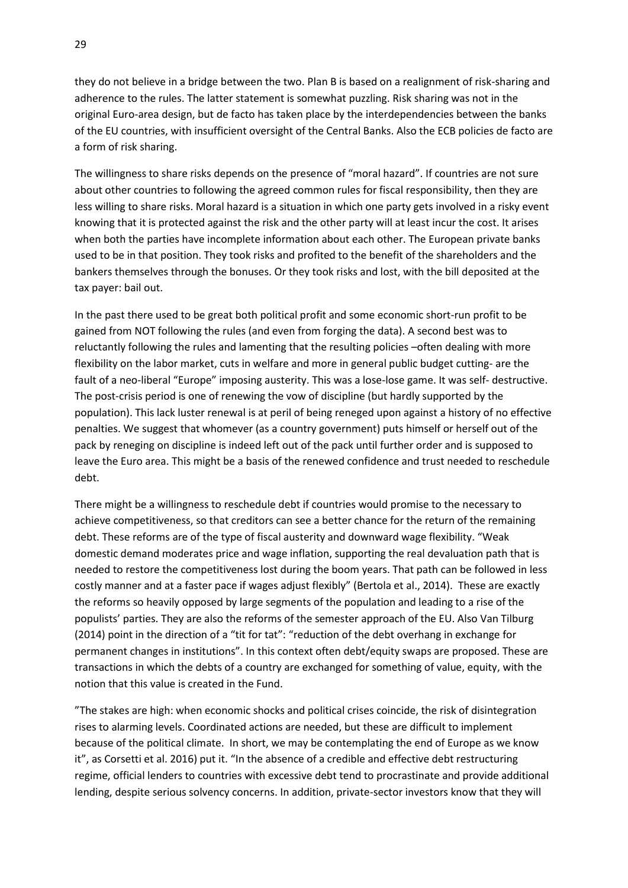they do not believe in a bridge between the two. Plan B is based on a realignment of risk-sharing and adherence to the rules. The latter statement is somewhat puzzling. Risk sharing was not in the original Euro-area design, but de facto has taken place by the interdependencies between the banks of the EU countries, with insufficient oversight of the Central Banks. Also the ECB policies de facto are a form of risk sharing.

The willingness to share risks depends on the presence of "moral hazard". If countries are not sure about other countries to following the agreed common rules for fiscal responsibility, then they are less willing to share risks. Moral hazard is a situation in which one party gets involved in a risky event knowing that it is protected against the risk and the other party will at least incur the cost. It arises when both the parties have incomplete information about each other. The European private banks used to be in that position. They took risks and profited to the benefit of the shareholders and the bankers themselves through the bonuses. Or they took risks and lost, with the bill deposited at the tax payer: bail out.

In the past there used to be great both political profit and some economic short-run profit to be gained from NOT following the rules (and even from forging the data). A second best was to reluctantly following the rules and lamenting that the resulting policies –often dealing with more flexibility on the labor market, cuts in welfare and more in general public budget cutting- are the fault of a neo-liberal "Europe" imposing austerity. This was a lose-lose game. It was self- destructive. The post-crisis period is one of renewing the vow of discipline (but hardly supported by the population). This lack luster renewal is at peril of being reneged upon against a history of no effective penalties. We suggest that whomever (as a country government) puts himself or herself out of the pack by reneging on discipline is indeed left out of the pack until further order and is supposed to leave the Euro area. This might be a basis of the renewed confidence and trust needed to reschedule debt.

There might be a willingness to reschedule debt if countries would promise to the necessary to achieve competitiveness, so that creditors can see a better chance for the return of the remaining debt. These reforms are of the type of fiscal austerity and downward wage flexibility. "Weak domestic demand moderates price and wage inflation, supporting the real devaluation path that is needed to restore the competitiveness lost during the boom years. That path can be followed in less costly manner and at a faster pace if wages adjust flexibly" (Bertola et al., 2014). These are exactly the reforms so heavily opposed by large segments of the population and leading to a rise of the populists' parties. They are also the reforms of the semester approach of the EU. Also Van Tilburg (2014) point in the direction of a "tit for tat": "reduction of the debt overhang in exchange for permanent changes in institutions". In this context often debt/equity swaps are proposed. These are transactions in which the debts of a country are exchanged for something of value, equity, with the notion that this value is created in the Fund.

"The stakes are high: when economic shocks and political crises coincide, the risk of disintegration rises to alarming levels. Coordinated actions are needed, but these are difficult to implement because of the political climate. In short, we may be contemplating the end of Europe as we know it", as Corsetti et al. 2016) put it. "In the absence of a credible and effective debt restructuring regime, official lenders to countries with excessive debt tend to procrastinate and provide additional lending, despite serious solvency concerns. In addition, private-sector investors know that they will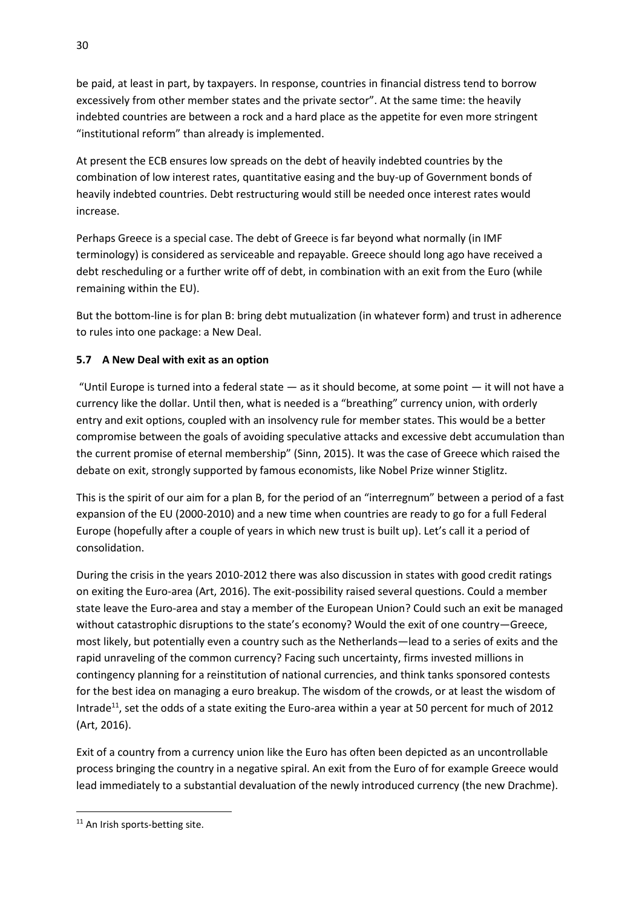be paid, at least in part, by taxpayers. In response, countries in financial distress tend to borrow excessively from other member states and the private sector". At the same time: the heavily indebted countries are between a rock and a hard place as the appetite for even more stringent "institutional reform" than already is implemented.

At present the ECB ensures low spreads on the debt of heavily indebted countries by the combination of low interest rates, quantitative easing and the buy-up of Government bonds of heavily indebted countries. Debt restructuring would still be needed once interest rates would increase.

Perhaps Greece is a special case. The debt of Greece is far beyond what normally (in IMF terminology) is considered as serviceable and repayable. Greece should long ago have received a debt rescheduling or a further write off of debt, in combination with an exit from the Euro (while remaining within the EU).

But the bottom-line is for plan B: bring debt mutualization (in whatever form) and trust in adherence to rules into one package: a New Deal.

### 5.7 A New Deal with exit as an option

"Until Europe is turned into a federal state — as it should become, at some point — it will not have a currency like the dollar. Until then, what is needed is a "breathing" currency union, with orderly entry and exit options, coupled with an insolvency rule for member states. This would be a better compromise between the goals of avoiding speculative attacks and excessive debt accumulation than the current promise of eternal membership" (Sinn, 2015). It was the case of Greece which raised the debate on exit, strongly supported by famous economists, like Nobel Prize winner Stiglitz.

This is the spirit of our aim for a plan B, for the period of an "interregnum" between a period of a fast expansion of the EU (2000-2010) and a new time when countries are ready to go for a full Federal Europe (hopefully after a couple of years in which new trust is built up). Let's call it a period of consolidation.

During the crisis in the years 2010-2012 there was also discussion in states with good credit ratings on exiting the Euro-area (Art, 2016). The exit-possibility raised several questions. Could a member state leave the Euro-area and stay a member of the European Union? Could such an exit be managed without catastrophic disruptions to the state's economy? Would the exit of one country—Greece, most likely, but potentially even a country such as the Netherlands—lead to a series of exits and the rapid unraveling of the common currency? Facing such uncertainty, firms invested millions in contingency planning for a reinstitution of national currencies, and think tanks sponsored contests for the best idea on managing a euro breakup. The wisdom of the crowds, or at least the wisdom of Intrade[11], set the odds of a state exiting the Euro-area within a year at 50 percent for much of 2012 (Art, 2016).

Exit of a country from a currency union like the Euro has often been depicted as an uncontrollable process bringing the country in a negative spiral. An exit from the Euro of for example Greece would lead immediately to a substantial devaluation of the newly introduced currency (the new Drachme).

[11] An Irish sports-betting site.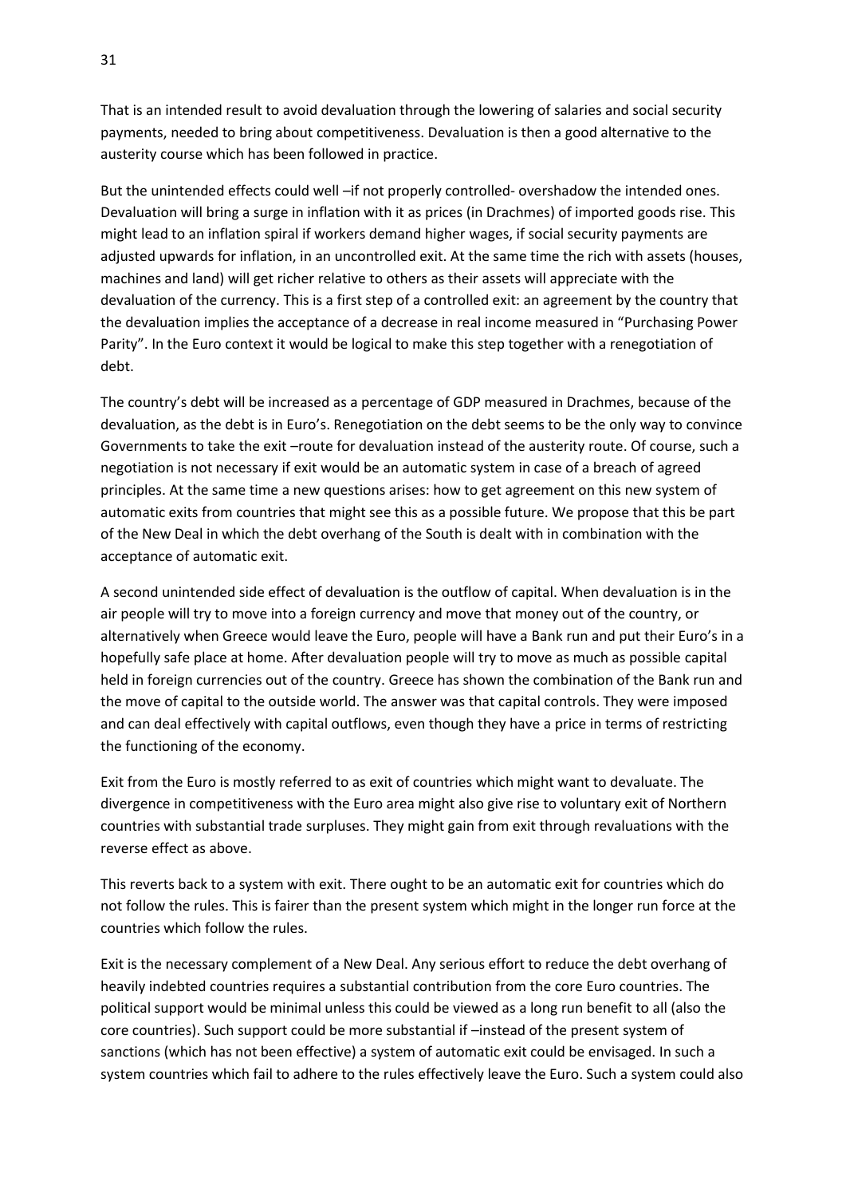That is an intended result to avoid devaluation through the lowering of salaries and social security payments, needed to bring about competitiveness. Devaluation is then a good alternative to the austerity course which has been followed in practice.

But the unintended effects could well –if not properly controlled- overshadow the intended ones. Devaluation will bring a surge in inflation with it as prices (in Drachmes) of imported goods rise. This might lead to an inflation spiral if workers demand higher wages, if social security payments are adjusted upwards for inflation, in an uncontrolled exit. At the same time the rich with assets (houses, machines and land) will get richer relative to others as their assets will appreciate with the devaluation of the currency. This is a first step of a controlled exit: an agreement by the country that the devaluation implies the acceptance of a decrease in real income measured in "Purchasing Power Parity". In the Euro context it would be logical to make this step together with a renegotiation of debt.

The country's debt will be increased as a percentage of GDP measured in Drachmes, because of the devaluation, as the debt is in Euro's. Renegotiation on the debt seems to be the only way to convince Governments to take the exit –route for devaluation instead of the austerity route. Of course, such a negotiation is not necessary if exit would be an automatic system in case of a breach of agreed principles. At the same time a new questions arises: how to get agreement on this new system of automatic exits from countries that might see this as a possible future. We propose that this be part of the New Deal in which the debt overhang of the South is dealt with in combination with the acceptance of automatic exit.

A second unintended side effect of devaluation is the outflow of capital. When devaluation is in the air people will try to move into a foreign currency and move that money out of the country, or alternatively when Greece would leave the Euro, people will have a Bank run and put their Euro's in a hopefully safe place at home. After devaluation people will try to move as much as possible capital held in foreign currencies out of the country. Greece has shown the combination of the Bank run and the move of capital to the outside world. The answer was that capital controls. They were imposed and can deal effectively with capital outflows, even though they have a price in terms of restricting the functioning of the economy.

Exit from the Euro is mostly referred to as exit of countries which might want to devaluate. The divergence in competitiveness with the Euro area might also give rise to voluntary exit of Northern countries with substantial trade surpluses. They might gain from exit through revaluations with the reverse effect as above.

This reverts back to a system with exit. There ought to be an automatic exit for countries which do not follow the rules. This is fairer than the present system which might in the longer run force at the countries which follow the rules.

Exit is the necessary complement of a New Deal. Any serious effort to reduce the debt overhang of heavily indebted countries requires a substantial contribution from the core Euro countries. The political support would be minimal unless this could be viewed as a long run benefit to all (also the core countries). Such support could be more substantial if –instead of the present system of sanctions (which has not been effective) a system of automatic exit could be envisaged. In such a system countries which fail to adhere to the rules effectively leave the Euro. Such a system could also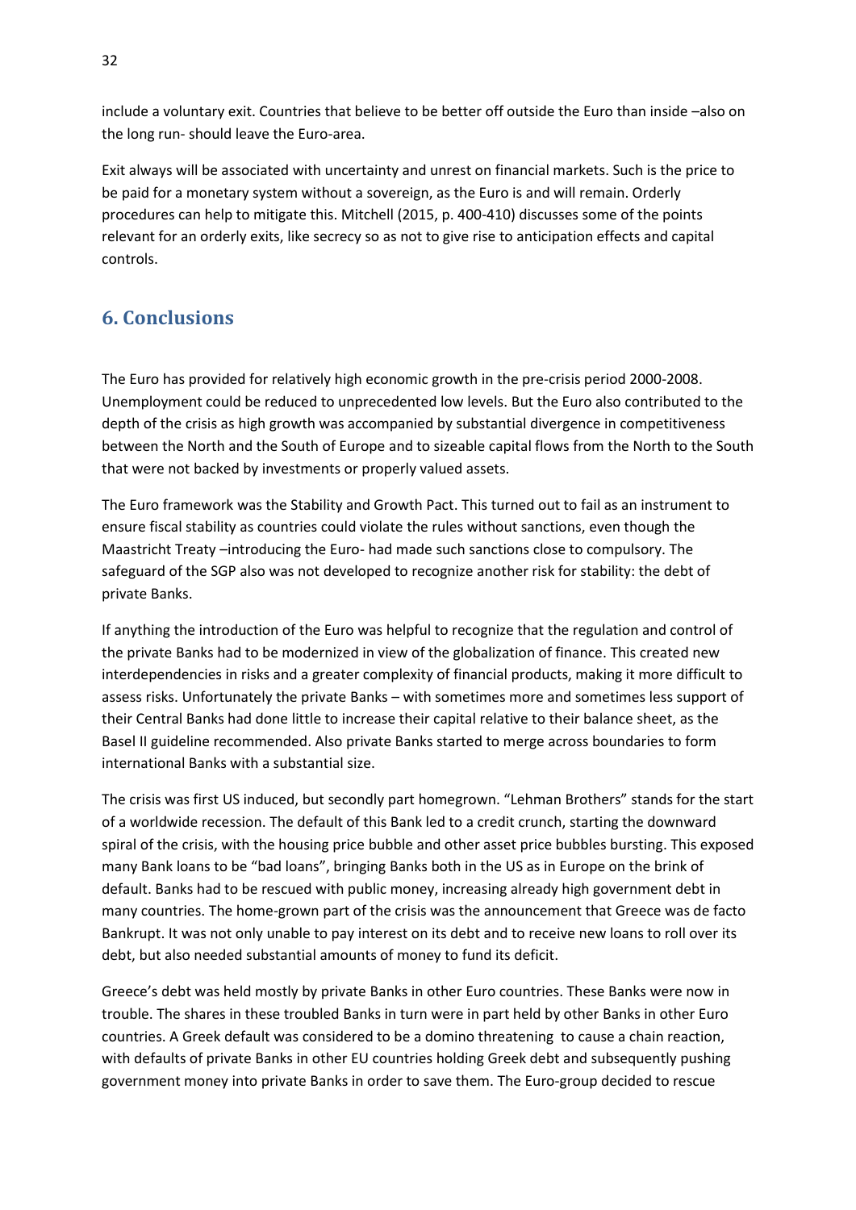include a voluntary exit. Countries that believe to be better off outside the Euro than inside –also on the long run- should leave the Euro-area.

Exit always will be associated with uncertainty and unrest on financial markets. Such is the price to be paid for a monetary system without a sovereign, as the Euro is and will remain. Orderly procedures can help to mitigate this. Mitchell (2015, p. 400-410) discusses some of the points relevant for an orderly exits, like secrecy so as not to give rise to anticipation effects and capital controls.

## 6. Conclusions

The Euro has provided for relatively high economic growth in the pre-crisis period 2000-2008. Unemployment could be reduced to unprecedented low levels. But the Euro also contributed to the depth of the crisis as high growth was accompanied by substantial divergence in competitiveness between the North and the South of Europe and to sizeable capital flows from the North to the South that were not backed by investments or properly valued assets.

The Euro framework was the Stability and Growth Pact. This turned out to fail as an instrument to ensure fiscal stability as countries could violate the rules without sanctions, even though the Maastricht Treaty –introducing the Euro- had made such sanctions close to compulsory. The safeguard of the SGP also was not developed to recognize another risk for stability: the debt of private Banks.

If anything the introduction of the Euro was helpful to recognize that the regulation and control of the private Banks had to be modernized in view of the globalization of finance. This created new interdependencies in risks and a greater complexity of financial products, making it more difficult to assess risks. Unfortunately the private Banks – with sometimes more and sometimes less support of their Central Banks had done little to increase their capital relative to their balance sheet, as the Basel II guideline recommended. Also private Banks started to merge across boundaries to form international Banks with a substantial size.

The crisis was first US induced, but secondly part homegrown. "Lehman Brothers" stands for the start of a worldwide recession. The default of this Bank led to a credit crunch, starting the downward spiral of the crisis, with the housing price bubble and other asset price bubbles bursting. This exposed many Bank loans to be "bad loans", bringing Banks both in the US as in Europe on the brink of default. Banks had to be rescued with public money, increasing already high government debt in many countries. The home-grown part of the crisis was the announcement that Greece was de facto Bankrupt. It was not only unable to pay interest on its debt and to receive new loans to roll over its debt, but also needed substantial amounts of money to fund its deficit.

Greece's debt was held mostly by private Banks in other Euro countries. These Banks were now in trouble. The shares in these troubled Banks in turn were in part held by other Banks in other Euro countries. A Greek default was considered to be a domino threatening to cause a chain reaction, with defaults of private Banks in other EU countries holding Greek debt and subsequently pushing government money into private Banks in order to save them. The Euro-group decided to rescue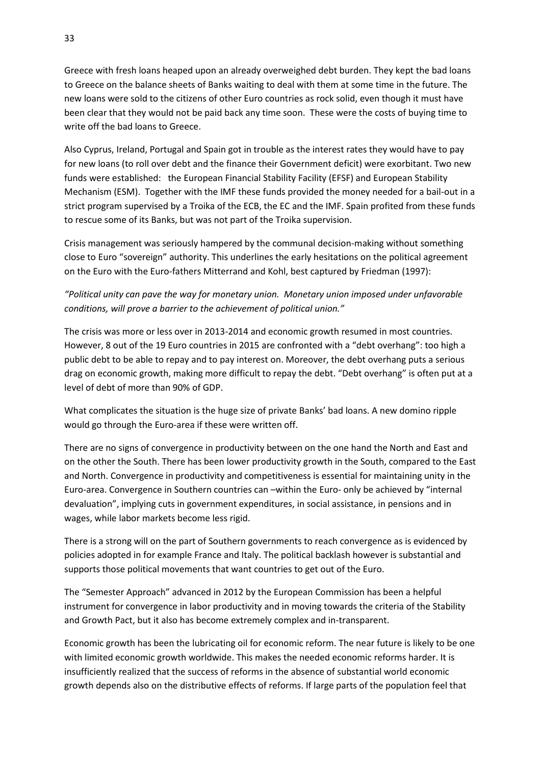Greece with fresh loans heaped upon an already overweighed debt burden. They kept the bad loans to Greece on the balance sheets of Banks waiting to deal with them at some time in the future. The new loans were sold to the citizens of other Euro countries as rock solid, even though it must have been clear that they would not be paid back any time soon. These were the costs of buying time to write off the bad loans to Greece.

Also Cyprus, Ireland, Portugal and Spain got in trouble as the interest rates they would have to pay for new loans (to roll over debt and the finance their Government deficit) were exorbitant. Two new funds were established: the European Financial Stability Facility (EFSF) and European Stability Mechanism (ESM). Together with the IMF these funds provided the money needed for a bail-out in a strict program supervised by a Troika of the ECB, the EC and the IMF. Spain profited from these funds to rescue some of its Banks, but was not part of the Troika supervision.

Crisis management was seriously hampered by the communal decision-making without something close to Euro "sovereign" authority. This underlines the early hesitations on the political agreement on the Euro with the Euro-fathers Mitterrand and Kohl, best captured by Friedman (1997):

*"Political unity can pave the way for monetary union. Monetary union imposed under unfavorable conditions, will prove a barrier to the achievement of political union."*

The crisis was more or less over in 2013-2014 and economic growth resumed in most countries. However, 8 out of the 19 Euro countries in 2015 are confronted with a "debt overhang": too high a public debt to be able to repay and to pay interest on. Moreover, the debt overhang puts a serious drag on economic growth, making more difficult to repay the debt. "Debt overhang" is often put at a level of debt of more than 90% of GDP.

What complicates the situation is the huge size of private Banks' bad loans. A new domino ripple would go through the Euro-area if these were written off.

There are no signs of convergence in productivity between on the one hand the North and East and on the other the South. There has been lower productivity growth in the South, compared to the East and North. Convergence in productivity and competitiveness is essential for maintaining unity in the Euro-area. Convergence in Southern countries can –within the Euro- only be achieved by "internal devaluation", implying cuts in government expenditures, in social assistance, in pensions and in wages, while labor markets become less rigid.

There is a strong will on the part of Southern governments to reach convergence as is evidenced by policies adopted in for example France and Italy. The political backlash however is substantial and supports those political movements that want countries to get out of the Euro.

The "Semester Approach" advanced in 2012 by the European Commission has been a helpful instrument for convergence in labor productivity and in moving towards the criteria of the Stability and Growth Pact, but it also has become extremely complex and in-transparent.

Economic growth has been the lubricating oil for economic reform. The near future is likely to be one with limited economic growth worldwide. This makes the needed economic reforms harder. It is insufficiently realized that the success of reforms in the absence of substantial world economic growth depends also on the distributive effects of reforms. If large parts of the population feel that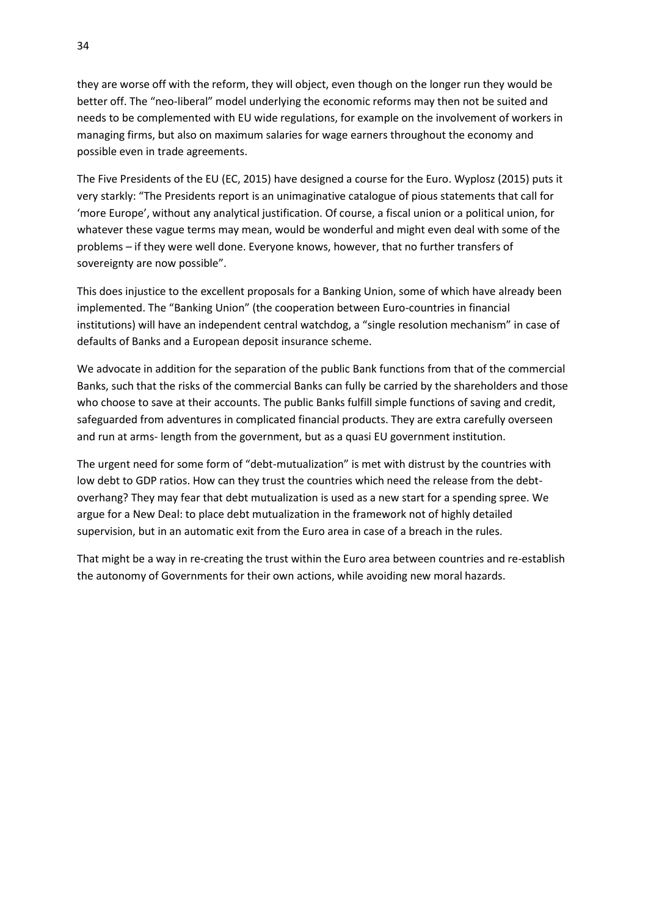they are worse off with the reform, they will object, even though on the longer run they would be better off. The "neo-liberal" model underlying the economic reforms may then not be suited and needs to be complemented with EU wide regulations, for example on the involvement of workers in managing firms, but also on maximum salaries for wage earners throughout the economy and possible even in trade agreements.

The Five Presidents of the EU (EC, 2015) have designed a course for the Euro. Wyplosz (2015) puts it very starkly: "The Presidents report is an unimaginative catalogue of pious statements that call for 'more Europe', without any analytical justification. Of course, a fiscal union or a political union, for whatever these vague terms may mean, would be wonderful and might even deal with some of the problems – if they were well done. Everyone knows, however, that no further transfers of sovereignty are now possible".

This does injustice to the excellent proposals for a Banking Union, some of which have already been implemented. The "Banking Union" (the cooperation between Euro-countries in financial institutions) will have an independent central watchdog, a "single resolution mechanism" in case of defaults of Banks and a European deposit insurance scheme.

We advocate in addition for the separation of the public Bank functions from that of the commercial Banks, such that the risks of the commercial Banks can fully be carried by the shareholders and those who choose to save at their accounts. The public Banks fulfill simple functions of saving and credit, safeguarded from adventures in complicated financial products. They are extra carefully overseen and run at arms- length from the government, but as a quasi EU government institution.

The urgent need for some form of "debt-mutualization" is met with distrust by the countries with low debt to GDP ratios. How can they trust the countries which need the release from the debt-overhang? They may fear that debt mutualization is used as a new start for a spending spree. We argue for a New Deal: to place debt mutualization in the framework not of highly detailed supervision, but in an automatic exit from the Euro area in case of a breach in the rules.

That might be a way in re-creating the trust within the Euro area between countries and re-establish the autonomy of Governments for their own actions, while avoiding new moral hazards.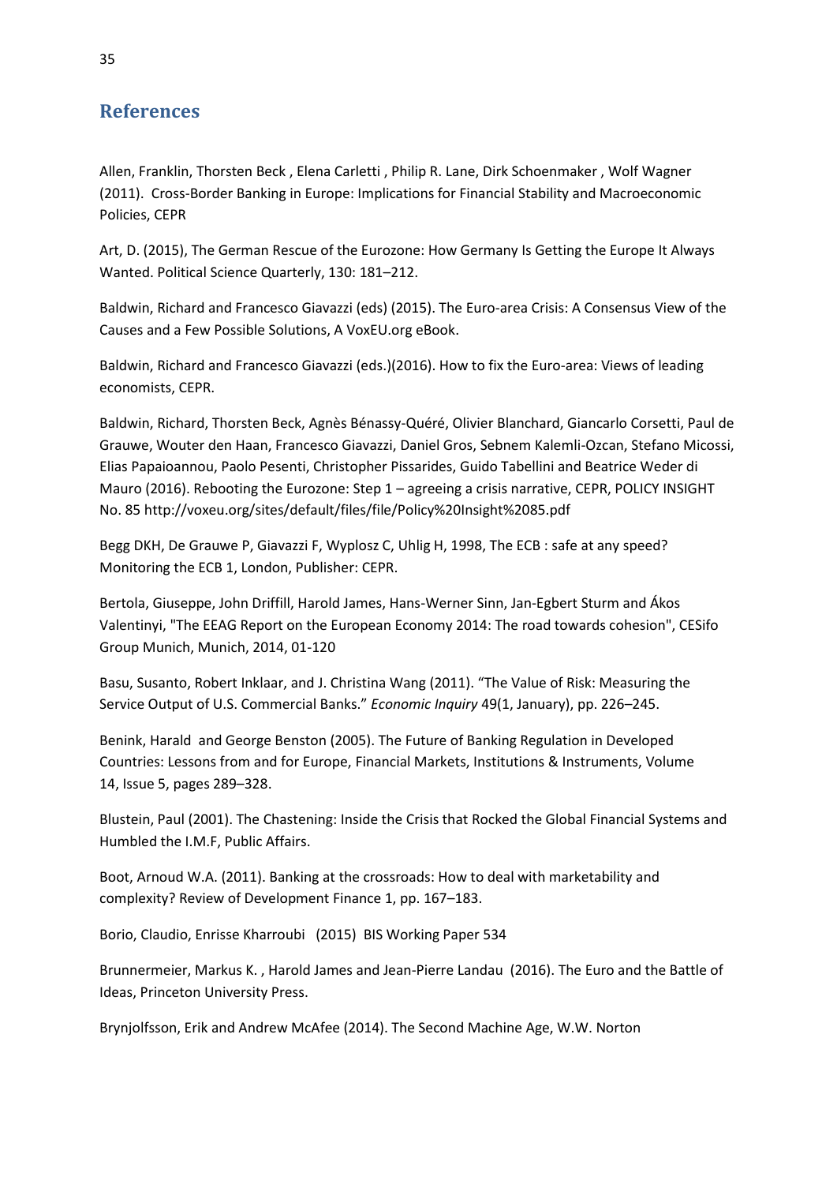## References

Allen, Franklin, Thorsten Beck , Elena Carletti , Philip R. Lane, Dirk Schoenmaker , Wolf Wagner (2011). Cross-Border Banking in Europe: Implications for Financial Stability and Macroeconomic Policies, CEPR

Art, D. (2015), The German Rescue of the Eurozone: How Germany Is Getting the Europe It Always Wanted. Political Science Quarterly, 130: 181–212.

Baldwin, Richard and Francesco Giavazzi (eds) (2015). The Euro-area Crisis: A Consensus View of the Causes and a Few Possible Solutions, A VoxEU.org eBook.

Baldwin, Richard and Francesco Giavazzi (eds.)(2016). How to fix the Euro-area: Views of leading economists, CEPR.

Baldwin, Richard, Thorsten Beck, Agnès Bénassy-Quéré, Olivier Blanchard, Giancarlo Corsetti, Paul de Grauwe, Wouter den Haan, Francesco Giavazzi, Daniel Gros, Sebnem Kalemli-Ozcan, Stefano Micossi, Elias Papaioannou, Paolo Pesenti, Christopher Pissarides, Guido Tabellini and Beatrice Weder di Mauro (2016). Rebooting the Eurozone: Step 1 – agreeing a crisis narrative, CEPR, POLICY INSIGHT No. 85 http://voxeu.org/sites/default/files/file/Policy%20Insight%2085.pdf

Begg DKH, De Grauwe P, Giavazzi F, Wyplosz C, Uhlig H, 1998, The ECB : safe at any speed? Monitoring the ECB 1, London, Publisher: CEPR.

Bertola, Giuseppe, John Driffill, Harold James, Hans-Werner Sinn, Jan-Egbert Sturm and Ákos Valentinyi, "The EEAG Report on the European Economy 2014: The road towards cohesion", CESifo Group Munich, Munich, 2014, 01-120

Basu, Susanto, Robert Inklaar, and J. Christina Wang (2011). "The Value of Risk: Measuring the Service Output of U.S. Commercial Banks." *Economic Inquiry* 49(1, January), pp. 226–245.

Benink, Harald and George Benston (2005). The Future of Banking Regulation in Developed Countries: Lessons from and for Europe, Financial Markets, Institutions & Instruments, Volume 14, Issue 5, pages 289–328.

Blustein, Paul (2001). The Chastening: Inside the Crisis that Rocked the Global Financial Systems and Humbled the I.M.F, Public Affairs.

Boot, Arnoud W.A. (2011). Banking at the crossroads: How to deal with marketability and complexity? Review of Development Finance 1, pp. 167–183.

Borio, Claudio, Enrisse Kharroubi (2015) BIS Working Paper 534

Brunnermeier, Markus K. , Harold James and Jean-Pierre Landau (2016). The Euro and the Battle of Ideas, Princeton University Press.

Brynjolfsson, Erik and Andrew McAfee (2014). The Second Machine Age, W.W. Norton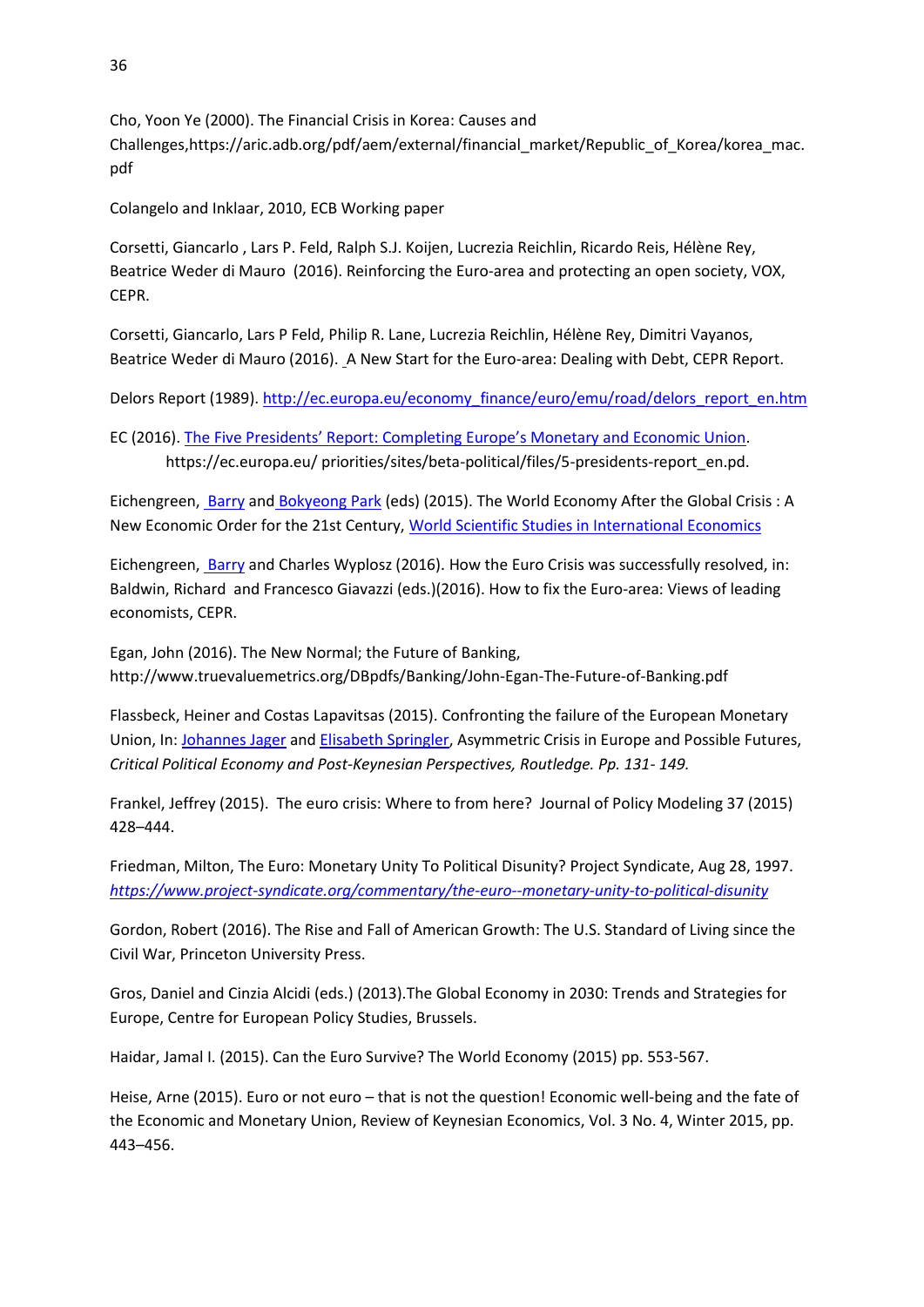Cho, Yoon Ye (2000). The Financial Crisis in Korea: Causes and Challenges,https://aric.adb.org/pdf/aem/external/financial_market/Republic_of_Korea/korea_mac.pdf

Colangelo and Inklaar, 2010, ECB Working paper

Corsetti, Giancarlo , Lars P. Feld, Ralph S.J. Koijen, Lucrezia Reichlin, Ricardo Reis, Hélène Rey, Beatrice Weder di Mauro (2016). Reinforcing the Euro-area and protecting an open society, VOX, CEPR.

Corsetti, Giancarlo, Lars P Feld, Philip R. Lane, Lucrezia Reichlin, Hélène Rey, Dimitri Vayanos, Beatrice Weder di Mauro (2016). A New Start for the Euro-area: Dealing with Debt, CEPR Report.

Delors Report (1989). http://ec.europa.eu/economy_finance/euro/emu/road/delors_report_en.htm

EC (2016). The Five Presidents' Report: Completing Europe's Monetary and Economic Union. https://ec.europa.eu/ priorities/sites/beta-political/files/5-presidents-report_en.pd.

Eichengreen, Barry and Bokyeong Park (eds) (2015). The World Economy After the Global Crisis : A New Economic Order for the 21st Century, World Scientific Studies in International Economics

Eichengreen, Barry and Charles Wyplosz (2016). How the Euro Crisis was successfully resolved, in: Baldwin, Richard and Francesco Giavazzi (eds.)(2016). How to fix the Euro-area: Views of leading economists, CEPR.

Egan, John (2016). The New Normal; the Future of Banking, http://www.truevaluemetrics.org/DBpdfs/Banking/John-Egan-The-Future-of-Banking.pdf

Flassbeck, Heiner and Costas Lapavitsas (2015). Confronting the failure of the European Monetary Union, In: Johannes Jager and Elisabeth Springler, Asymmetric Crisis in Europe and Possible Futures, *Critical Political Economy and Post-Keynesian Perspectives, Routledge. Pp. 131- 149.*

Frankel, Jeffrey (2015). The euro crisis: Where to from here? Journal of Policy Modeling 37 (2015) 428–444.

Friedman, Milton, The Euro: Monetary Unity To Political Disunity? Project Syndicate, Aug 28, 1997. *https://www.project-syndicate.org/commentary/the-euro--monetary-unity-to-political-disunity*

Gordon, Robert (2016). The Rise and Fall of American Growth: The U.S. Standard of Living since the Civil War, Princeton University Press.

Gros, Daniel and Cinzia Alcidi (eds.) (2013).The Global Economy in 2030: Trends and Strategies for Europe, Centre for European Policy Studies, Brussels.

Haidar, Jamal I. (2015). Can the Euro Survive? The World Economy (2015) pp. 553-567.

Heise, Arne (2015). Euro or not euro – that is not the question! Economic well-being and the fate of the Economic and Monetary Union, Review of Keynesian Economics, Vol. 3 No. 4, Winter 2015, pp. 443–456.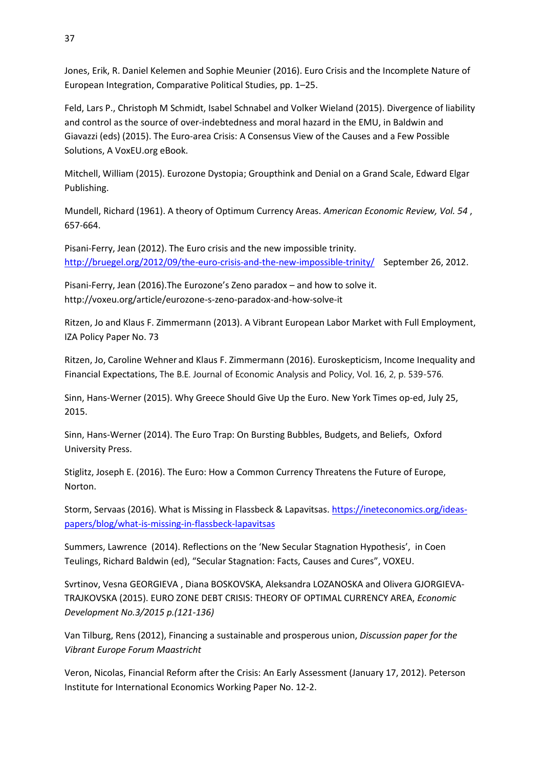Jones, Erik, R. Daniel Kelemen and Sophie Meunier (2016). Euro Crisis and the Incomplete Nature of European Integration, Comparative Political Studies, pp. 1–25.

Feld, Lars P., Christoph M Schmidt, Isabel Schnabel and Volker Wieland (2015). Divergence of liability and control as the source of over-indebtedness and moral hazard in the EMU, in Baldwin and Giavazzi (eds) (2015). The Euro-area Crisis: A Consensus View of the Causes and a Few Possible Solutions, A VoxEU.org eBook.

Mitchell, William (2015). Eurozone Dystopia; Groupthink and Denial on a Grand Scale, Edward Elgar Publishing.

Mundell, Richard (1961). A theory of Optimum Currency Areas. *American Economic Review, Vol. 54* , 657-664.

Pisani-Ferry, Jean (2012). The Euro crisis and the new impossible trinity. http://bruegel.org/2012/09/the-euro-crisis-and-the-new-impossible-trinity/ September 26, 2012.

Pisani-Ferry, Jean (2016).The Eurozone's Zeno paradox – and how to solve it. http://voxeu.org/article/eurozone-s-zeno-paradox-and-how-solve-it

Ritzen, Jo and Klaus F. Zimmermann (2013). A Vibrant European Labor Market with Full Employment, IZA Policy Paper No. 73

Ritzen, Jo, Caroline Wehner and Klaus F. Zimmermann (2016). Euroskepticism, Income Inequality and Financial Expectations, The B.E. Journal of Economic Analysis and Policy, Vol. 16, 2, p. 539-576.

Sinn, Hans-Werner (2015). Why Greece Should Give Up the Euro. New York Times op-ed, July 25, 2015.

Sinn, Hans-Werner (2014). The Euro Trap: On Bursting Bubbles, Budgets, and Beliefs, Oxford University Press.

Stiglitz, Joseph E. (2016). The Euro: How a Common Currency Threatens the Future of Europe, Norton.

Storm, Servaas (2016). What is Missing in Flassbeck & Lapavitsas. https://ineteconomics.org/ideas-papers/blog/what-is-missing-in-flassbeck-lapavitsas

Summers, Lawrence (2014). Reflections on the 'New Secular Stagnation Hypothesis', in Coen Teulings, Richard Baldwin (ed), "Secular Stagnation: Facts, Causes and Cures", VOXEU.

Svrtinov, Vesna GEORGIEVA , Diana BOSKOVSKA, Aleksandra LOZANOSKA and Olivera GJORGIEVA-TRAJKOVSKA (2015). EURO ZONE DEBT CRISIS: THEORY OF OPTIMAL CURRENCY AREA, *Economic Development No.3/2015 p.(121-136)*

Van Tilburg, Rens (2012), Financing a sustainable and prosperous union, *Discussion paper for the Vibrant Europe Forum Maastricht*

Veron, Nicolas, Financial Reform after the Crisis: An Early Assessment (January 17, 2012). Peterson Institute for International Economics Working Paper No. 12-2.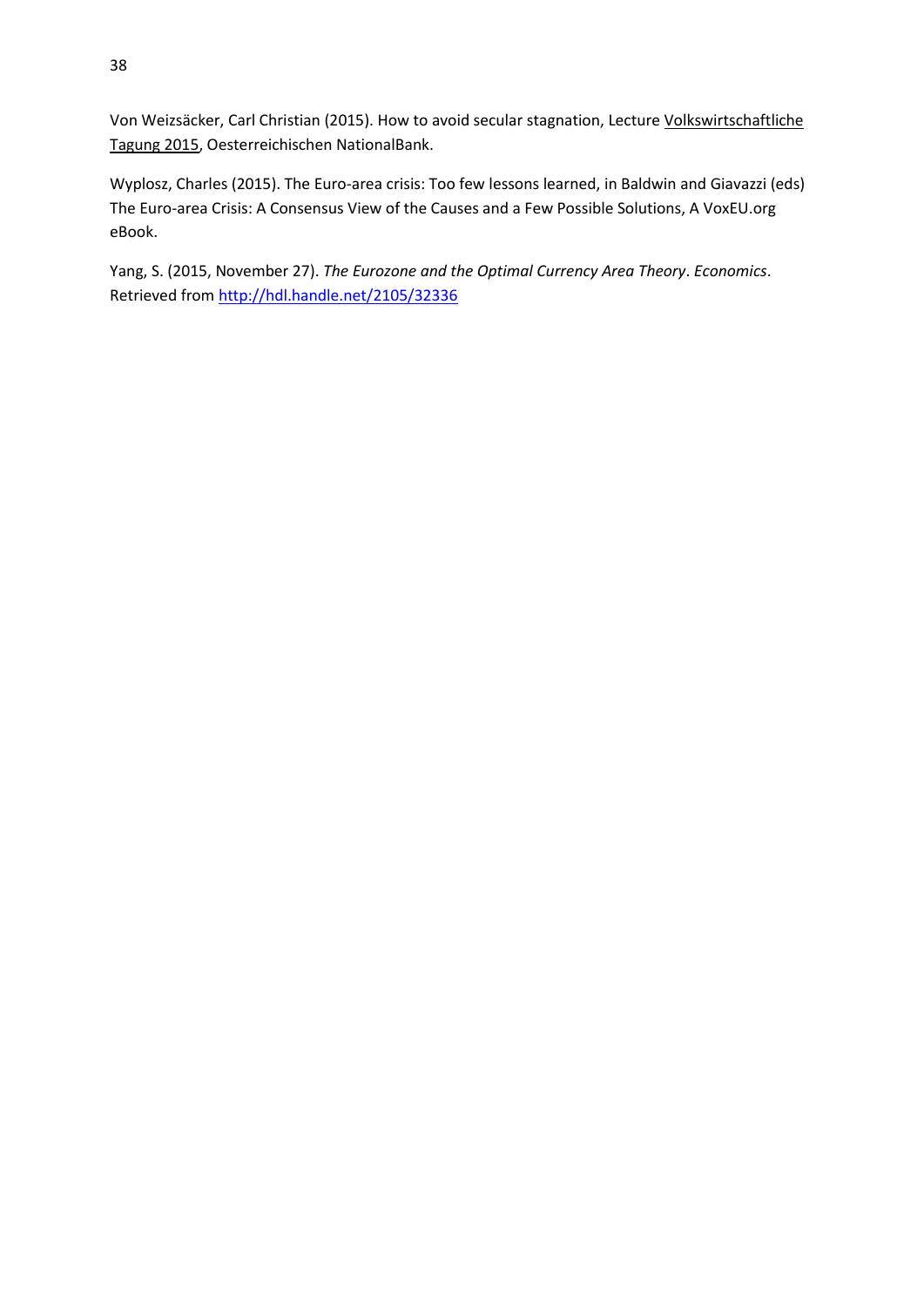Von Weizsäcker, Carl Christian (2015). How to avoid secular stagnation, Lecture Volkswirtschaftliche Tagung 2015, Oesterreichischen NationalBank.

Wyplosz, Charles (2015). The Euro-area crisis: Too few lessons learned, in Baldwin and Giavazzi (eds) The Euro-area Crisis: A Consensus View of the Causes and a Few Possible Solutions, A VoxEU.org eBook.

Yang, S. (2015, November 27). *The Eurozone and the Optimal Currency Area Theory*. *Economics*. Retrieved from http://hdl.handle.net/2105/32336